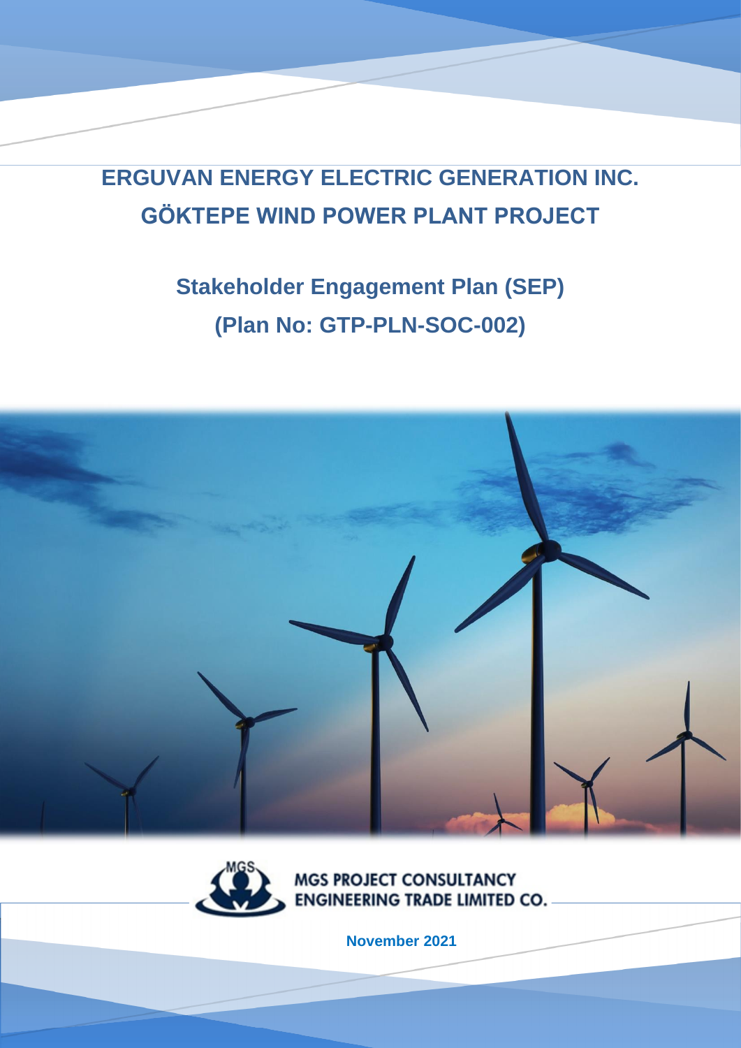# ERGUVAN ENERGY ELECTRIC GENERATION INC.
# GÖKTEPE WIND POWER PLANT PROJECT

## Stakeholder Engagement Plan (SEP)
## (Plan No: GTP-PLN-SOC-002)

MGS PROJECT CONSULTANCY ENGINEERING TRADE LIMITED CO.

**November 2021**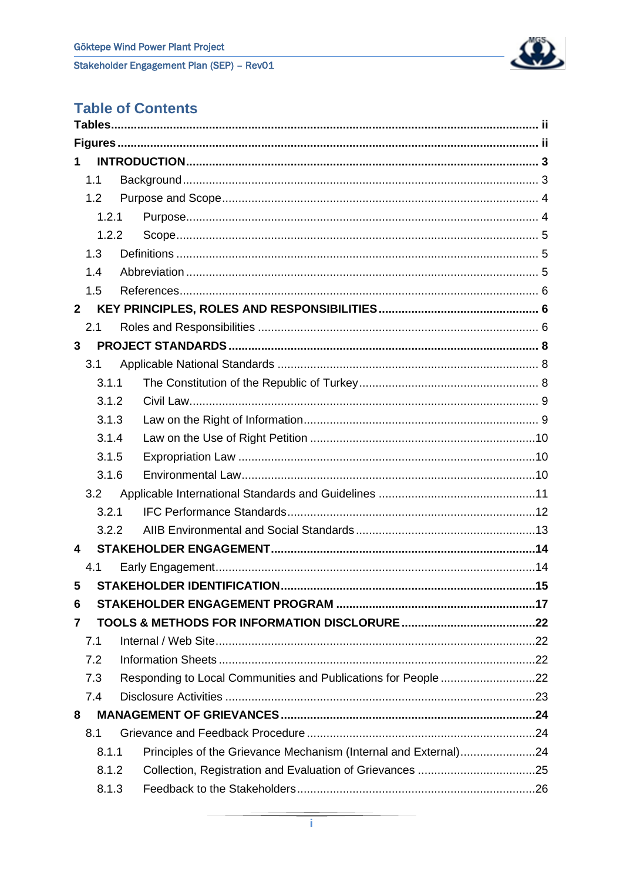# Table of Contents

**Tables** .......... ii

**Figures** .......... ii

**1 INTRODUCTION** .......... 3

- 1.1 Background .......... 3
- 1.2 Purpose and Scope .......... 4
  - 1.2.1 Purpose .......... 4
  - 1.2.2 Scope .......... 5
- 1.3 Definitions .......... 5
- 1.4 Abbreviation .......... 5
- 1.5 References .......... 6

**2 KEY PRINCIPLES, ROLES AND RESPONSIBILITIES** .......... 6

- 2.1 Roles and Responsibilities .......... 6

**3 PROJECT STANDARDS** .......... 8

- 3.1 Applicable National Standards .......... 8
  - 3.1.1 The Constitution of the Republic of Turkey .......... 8
  - 3.1.2 Civil Law .......... 9
  - 3.1.3 Law on the Right of Information .......... 9
  - 3.1.4 Law on the Use of Right Petition .......... 10
  - 3.1.5 Expropriation Law .......... 10
  - 3.1.6 Environmental Law .......... 10
- 3.2 Applicable International Standards and Guidelines .......... 11
  - 3.2.1 IFC Performance Standards .......... 12
  - 3.2.2 AIIB Environmental and Social Standards .......... 13

**4 STAKEHOLDER ENGAGEMENT** .......... 14

- 4.1 Early Engagement .......... 14

**5 STAKEHOLDER IDENTIFICATION** .......... 15

**6 STAKEHOLDER ENGAGEMENT PROGRAM** .......... 17

**7 TOOLS & METHODS FOR INFORMATION DISCLORURE** .......... 22

- 7.1 Internal / Web Site .......... 22
- 7.2 Information Sheets .......... 22
- 7.3 Responding to Local Communities and Publications for People .......... 22
- 7.4 Disclosure Activities .......... 23

**8 MANAGEMENT OF GRIEVANCES** .......... 24

- 8.1 Grievance and Feedback Procedure .......... 24
  - 8.1.1 Principles of the Grievance Mechanism (Internal and External) .......... 24
  - 8.1.2 Collection, Registration and Evaluation of Grievances .......... 25
  - 8.1.3 Feedback to the Stakeholders .......... 26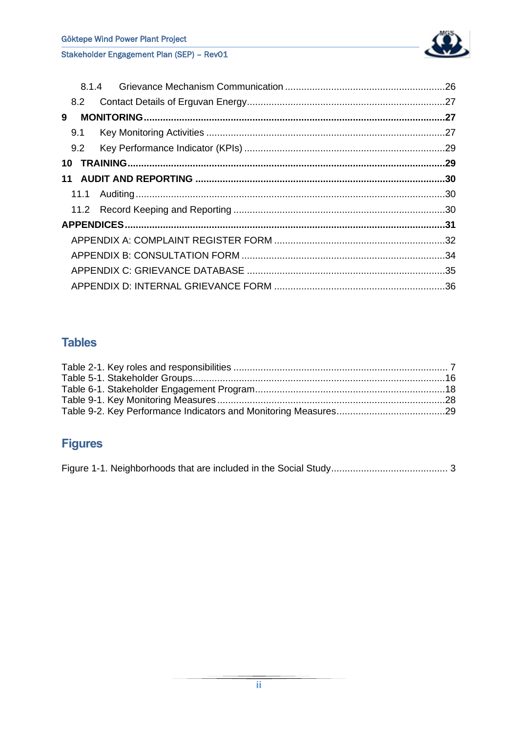8.1.4 Grievance Mechanism Communication ........................................................... 26
8.2 Contact Details of Erguvan Energy ......................................................................... 27
**9 MONITORING ............................................................................................................. 27**
9.1 Key Monitoring Activities ........................................................................................ 27
9.2 Key Performance Indicator (KPIs) .......................................................................... 29
**10 TRAINING .................................................................................................................. 29**
**11 AUDIT AND REPORTING ........................................................................................... 30**
11.1 Auditing ................................................................................................................. 30
11.2 Record Keeping and Reporting .............................................................................. 30
**APPENDICES ................................................................................................................. 31**
APPENDIX A: COMPLAINT REGISTER FORM ............................................................... 32
APPENDIX B: CONSULTATION FORM ........................................................................... 34
APPENDIX C: GRIEVANCE DATABASE ......................................................................... 35
APPENDIX D: INTERNAL GRIEVANCE FORM ............................................................... 36

## Tables

Table 2-1. Key roles and responsibilities ............................................................................... 7
Table 5-1. Stakeholder Groups............................................................................................. 16
Table 6-1. Stakeholder Engagement Program...................................................................... 18
Table 9-1. Key Monitoring Measures .................................................................................... 28
Table 9-2. Key Performance Indicators and Monitoring Measures........................................ 29

## Figures

Figure 1-1. Neighborhoods that are included in the Social Study........................................... 3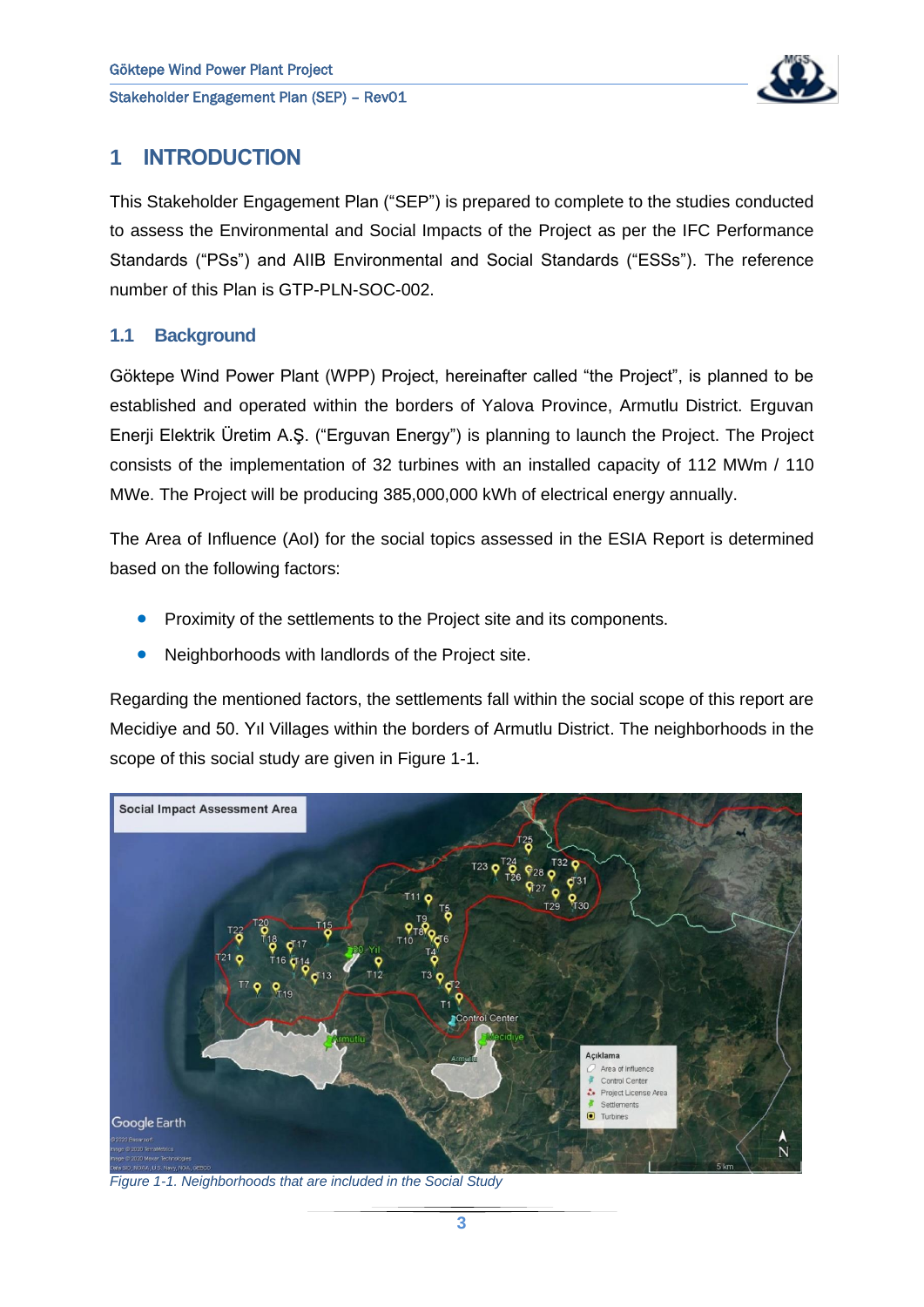# 1 INTRODUCTION

This Stakeholder Engagement Plan ("SEP") is prepared to complete to the studies conducted to assess the Environmental and Social Impacts of the Project as per the IFC Performance Standards ("PSs") and AIIB Environmental and Social Standards ("ESSs"). The reference number of this Plan is GTP-PLN-SOC-002.

## 1.1 Background

Göktepe Wind Power Plant (WPP) Project, hereinafter called "the Project", is planned to be established and operated within the borders of Yalova Province, Armutlu District. Erguvan Enerji Elektrik Üretim A.Ş. ("Erguvan Energy") is planning to launch the Project. The Project consists of the implementation of 32 turbines with an installed capacity of 112 MWm / 110 MWe. The Project will be producing 385,000,000 kWh of electrical energy annually.

The Area of Influence (AoI) for the social topics assessed in the ESIA Report is determined based on the following factors:

- Proximity of the settlements to the Project site and its components.
- Neighborhoods with landlords of the Project site.

Regarding the mentioned factors, the settlements fall within the social scope of this report are Mecidiye and 50. Yıl Villages within the borders of Armutlu District. The neighborhoods in the scope of this social study are given in Figure 1-1.

*Figure 1-1. Neighborhoods that are included in the Social Study*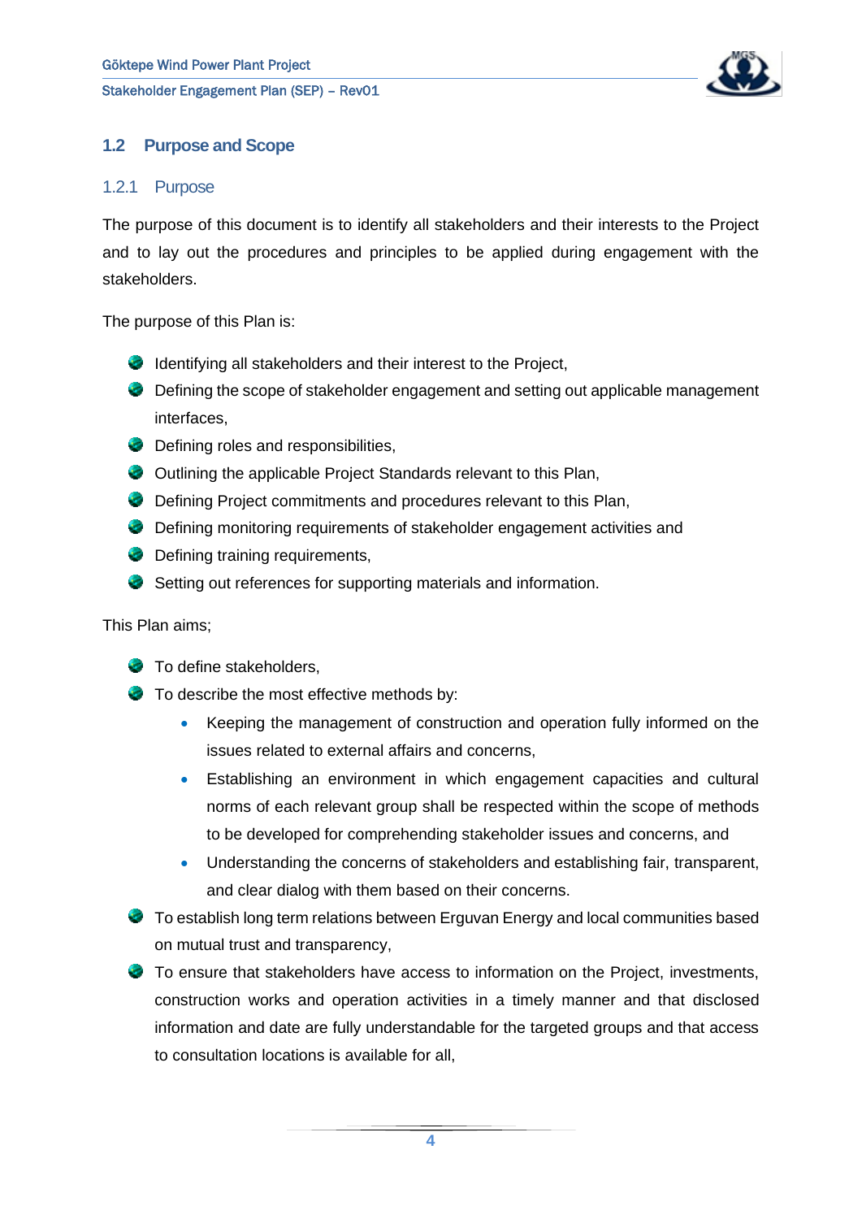## 1.2 Purpose and Scope

### 1.2.1 Purpose

The purpose of this document is to identify all stakeholders and their interests to the Project and to lay out the procedures and principles to be applied during engagement with the stakeholders.

The purpose of this Plan is:

- Identifying all stakeholders and their interest to the Project,
- Defining the scope of stakeholder engagement and setting out applicable management interfaces,
- Defining roles and responsibilities,
- Outlining the applicable Project Standards relevant to this Plan,
- Defining Project commitments and procedures relevant to this Plan,
- Defining monitoring requirements of stakeholder engagement activities and
- Defining training requirements,
- Setting out references for supporting materials and information.

This Plan aims;

- To define stakeholders,
- To describe the most effective methods by:
  - Keeping the management of construction and operation fully informed on the issues related to external affairs and concerns,
  - Establishing an environment in which engagement capacities and cultural norms of each relevant group shall be respected within the scope of methods to be developed for comprehending stakeholder issues and concerns, and
  - Understanding the concerns of stakeholders and establishing fair, transparent, and clear dialog with them based on their concerns.
- To establish long term relations between Erguvan Energy and local communities based on mutual trust and transparency,
- To ensure that stakeholders have access to information on the Project, investments, construction works and operation activities in a timely manner and that disclosed information and date are fully understandable for the targeted groups and that access to consultation locations is available for all,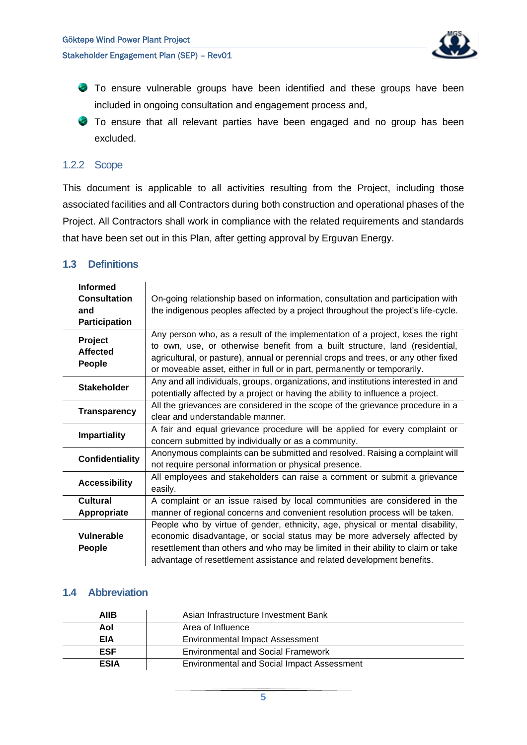- To ensure vulnerable groups have been identified and these groups have been included in ongoing consultation and engagement process and,
- To ensure that all relevant parties have been engaged and no group has been excluded.

### 1.2.2 Scope

This document is applicable to all activities resulting from the Project, including those associated facilities and all Contractors during both construction and operational phases of the Project. All Contractors shall work in compliance with the related requirements and standards that have been set out in this Plan, after getting approval by Erguvan Energy.

## 1.3 Definitions

| | |
|---|---|
| **Informed Consultation and Participation** | On-going relationship based on information, consultation and participation with the indigenous peoples affected by a project throughout the project's life-cycle. |
| **Project Affected People** | Any person who, as a result of the implementation of a project, loses the right to own, use, or otherwise benefit from a built structure, land (residential, agricultural, or pasture), annual or perennial crops and trees, or any other fixed or moveable asset, either in full or in part, permanently or temporarily. |
| **Stakeholder** | Any and all individuals, groups, organizations, and institutions interested in and potentially affected by a project or having the ability to influence a project. |
| **Transparency** | All the grievances are considered in the scope of the grievance procedure in a clear and understandable manner. |
| **Impartiality** | A fair and equal grievance procedure will be applied for every complaint or concern submitted by individually or as a community. |
| **Confidentiality** | Anonymous complaints can be submitted and resolved. Raising a complaint will not require personal information or physical presence. |
| **Accessibility** | All employees and stakeholders can raise a comment or submit a grievance easily. |
| **Cultural Appropriate** | A complaint or an issue raised by local communities are considered in the manner of regional concerns and convenient resolution process will be taken. |
| **Vulnerable People** | People who by virtue of gender, ethnicity, age, physical or mental disability, economic disadvantage, or social status may be more adversely affected by resettlement than others and who may be limited in their ability to claim or take advantage of resettlement assistance and related development benefits. |

## 1.4 Abbreviation

| | |
|---|---|
| **AIIB** | Asian Infrastructure Investment Bank |
| **AoI** | Area of Influence |
| **EIA** | Environmental Impact Assessment |
| **ESF** | Environmental and Social Framework |
| **ESIA** | Environmental and Social Impact Assessment |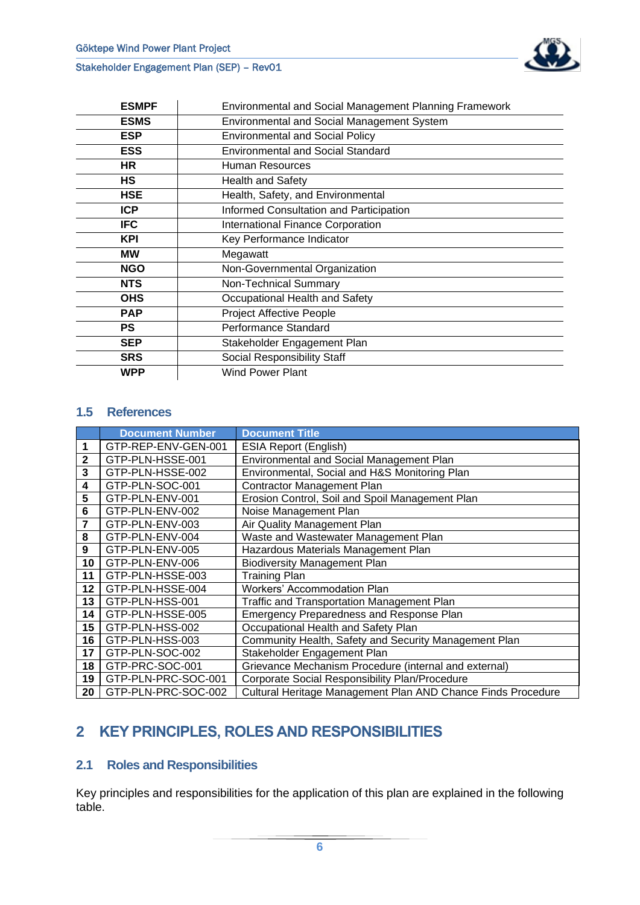| | |
|---|---|
| **ESMPF** | Environmental and Social Management Planning Framework |
| **ESMS** | Environmental and Social Management System |
| **ESP** | Environmental and Social Policy |
| **ESS** | Environmental and Social Standard |
| **HR** | Human Resources |
| **HS** | Health and Safety |
| **HSE** | Health, Safety, and Environmental |
| **ICP** | Informed Consultation and Participation |
| **IFC** | International Finance Corporation |
| **KPI** | Key Performance Indicator |
| **MW** | Megawatt |
| **NGO** | Non-Governmental Organization |
| **NTS** | Non-Technical Summary |
| **OHS** | Occupational Health and Safety |
| **PAP** | Project Affective People |
| **PS** | Performance Standard |
| **SEP** | Stakeholder Engagement Plan |
| **SRS** | Social Responsibility Staff |
| **WPP** | Wind Power Plant |

## 1.5 References

| | Document Number | Document Title |
|---|---|---|
| **1** | GTP-REP-ENV-GEN-001 | ESIA Report (English) |
| **2** | GTP-PLN-HSSE-001 | Environmental and Social Management Plan |
| **3** | GTP-PLN-HSSE-002 | Environmental, Social and H&S Monitoring Plan |
| **4** | GTP-PLN-SOC-001 | Contractor Management Plan |
| **5** | GTP-PLN-ENV-001 | Erosion Control, Soil and Spoil Management Plan |
| **6** | GTP-PLN-ENV-002 | Noise Management Plan |
| **7** | GTP-PLN-ENV-003 | Air Quality Management Plan |
| **8** | GTP-PLN-ENV-004 | Waste and Wastewater Management Plan |
| **9** | GTP-PLN-ENV-005 | Hazardous Materials Management Plan |
| **10** | GTP-PLN-ENV-006 | Biodiversity Management Plan |
| **11** | GTP-PLN-HSSE-003 | Training Plan |
| **12** | GTP-PLN-HSSE-004 | Workers' Accommodation Plan |
| **13** | GTP-PLN-HSS-001 | Traffic and Transportation Management Plan |
| **14** | GTP-PLN-HSSE-005 | Emergency Preparedness and Response Plan |
| **15** | GTP-PLN-HSS-002 | Occupational Health and Safety Plan |
| **16** | GTP-PLN-HSS-003 | Community Health, Safety and Security Management Plan |
| **17** | GTP-PLN-SOC-002 | Stakeholder Engagement Plan |
| **18** | GTP-PRC-SOC-001 | Grievance Mechanism Procedure (internal and external) |
| **19** | GTP-PLN-PRC-SOC-001 | Corporate Social Responsibility Plan/Procedure |
| **20** | GTP-PLN-PRC-SOC-002 | Cultural Heritage Management Plan AND Chance Finds Procedure |

# 2 KEY PRINCIPLES, ROLES AND RESPONSIBILITIES

## 2.1 Roles and Responsibilities

Key principles and responsibilities for the application of this plan are explained in the following table.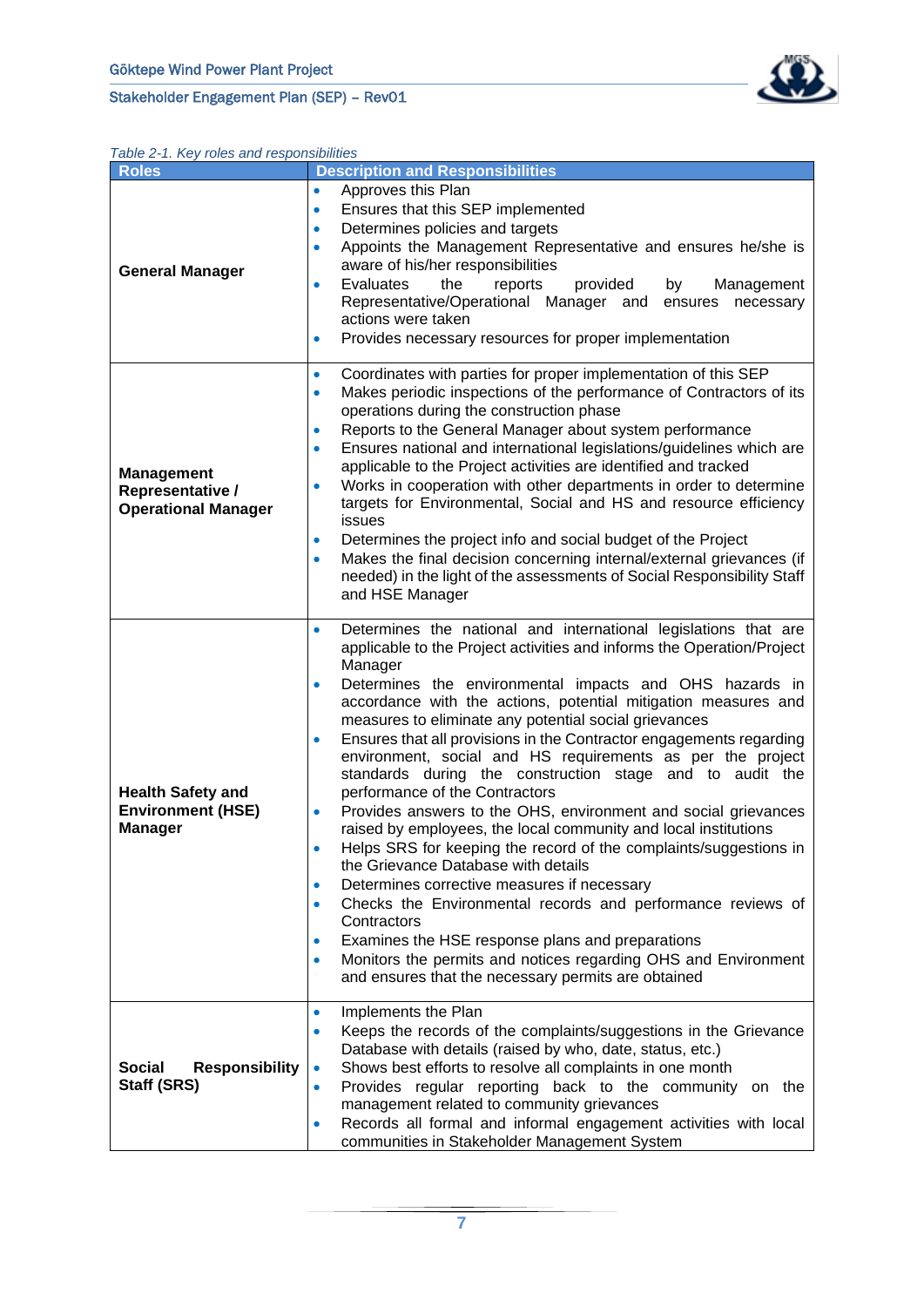*Table 2-1. Key roles and responsibilities*

| Roles | Description and Responsibilities |
|---|---|
| **General Manager** | • Approves this Plan<br>• Ensures that this SEP implemented<br>• Determines policies and targets<br>• Appoints the Management Representative and ensures he/she is aware of his/her responsibilities<br>• Evaluates the reports provided by Management Representative/Operational Manager and ensures necessary actions were taken<br>• Provides necessary resources for proper implementation |
| **Management Representative / Operational Manager** | • Coordinates with parties for proper implementation of this SEP<br>• Makes periodic inspections of the performance of Contractors of its operations during the construction phase<br>• Reports to the General Manager about system performance<br>• Ensures national and international legislations/guidelines which are applicable to the Project activities are identified and tracked<br>• Works in cooperation with other departments in order to determine targets for Environmental, Social and HS and resource efficiency issues<br>• Determines the project info and social budget of the Project<br>• Makes the final decision concerning internal/external grievances (if needed) in the light of the assessments of Social Responsibility Staff and HSE Manager |
| **Health Safety and Environment (HSE) Manager** | • Determines the national and international legislations that are applicable to the Project activities and informs the Operation/Project Manager<br>• Determines the environmental impacts and OHS hazards in accordance with the actions, potential mitigation measures and measures to eliminate any potential social grievances<br>• Ensures that all provisions in the Contractor engagements regarding environment, social and HS requirements as per the project standards during the construction stage and to audit the performance of the Contractors<br>• Provides answers to the OHS, environment and social grievances raised by employees, the local community and local institutions<br>• Helps SRS for keeping the record of the complaints/suggestions in the Grievance Database with details<br>• Determines corrective measures if necessary<br>• Checks the Environmental records and performance reviews of Contractors<br>• Examines the HSE response plans and preparations<br>• Monitors the permits and notices regarding OHS and Environment and ensures that the necessary permits are obtained |
| **Social Responsibility Staff (SRS)** | • Implements the Plan<br>• Keeps the records of the complaints/suggestions in the Grievance Database with details (raised by who, date, status, etc.)<br>• Shows best efforts to resolve all complaints in one month<br>• Provides regular reporting back to the community on the management related to community grievances<br>• Records all formal and informal engagement activities with local communities in Stakeholder Management System |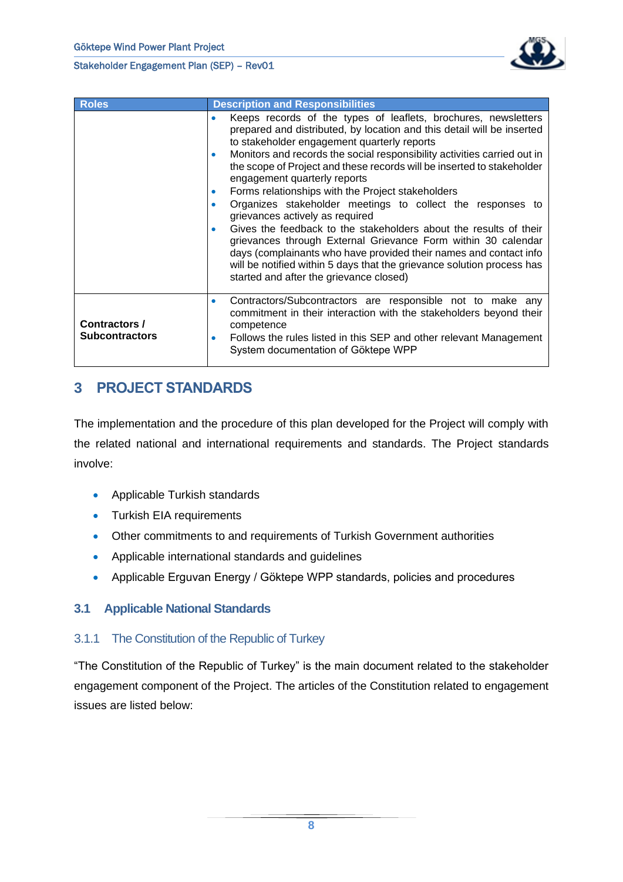| Roles | Description and Responsibilities |
|---|---|
| | • Keeps records of the types of leaflets, brochures, newsletters prepared and distributed, by location and this detail will be inserted to stakeholder engagement quarterly reports<br>• Monitors and records the social responsibility activities carried out in the scope of Project and these records will be inserted to stakeholder engagement quarterly reports<br>• Forms relationships with the Project stakeholders<br>• Organizes stakeholder meetings to collect the responses to grievances actively as required<br>• Gives the feedback to the stakeholders about the results of their grievances through External Grievance Form within 30 calendar days (complainants who have provided their names and contact info will be notified within 5 days that the grievance solution process has started and after the grievance closed) |
| **Contractors / Subcontractors** | • Contractors/Subcontractors are responsible not to make any commitment in their interaction with the stakeholders beyond their competence<br>• Follows the rules listed in this SEP and other relevant Management System documentation of Göktepe WPP |

# 3 PROJECT STANDARDS

The implementation and the procedure of this plan developed for the Project will comply with the related national and international requirements and standards. The Project standards involve:

- Applicable Turkish standards
- Turkish EIA requirements
- Other commitments to and requirements of Turkish Government authorities
- Applicable international standards and guidelines
- Applicable Erguvan Energy / Göktepe WPP standards, policies and procedures

## 3.1 Applicable National Standards

### 3.1.1 The Constitution of the Republic of Turkey

"The Constitution of the Republic of Turkey" is the main document related to the stakeholder engagement component of the Project. The articles of the Constitution related to engagement issues are listed below: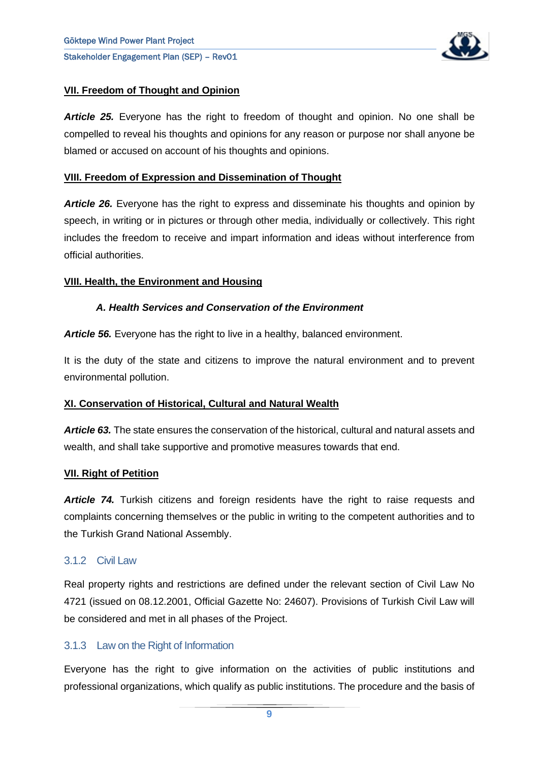**VII. Freedom of Thought and Opinion**

***Article 25.*** Everyone has the right to freedom of thought and opinion. No one shall be compelled to reveal his thoughts and opinions for any reason or purpose nor shall anyone be blamed or accused on account of his thoughts and opinions.

**VIII. Freedom of Expression and Dissemination of Thought**

***Article 26.*** Everyone has the right to express and disseminate his thoughts and opinion by speech, in writing or in pictures or through other media, individually or collectively. This right includes the freedom to receive and impart information and ideas without interference from official authorities.

**VIII. Health, the Environment and Housing**

***A. Health Services and Conservation of the Environment***

***Article 56.*** Everyone has the right to live in a healthy, balanced environment.

It is the duty of the state and citizens to improve the natural environment and to prevent environmental pollution.

**XI. Conservation of Historical, Cultural and Natural Wealth**

***Article 63.*** The state ensures the conservation of the historical, cultural and natural assets and wealth, and shall take supportive and promotive measures towards that end.

**VII. Right of Petition**

***Article 74.*** Turkish citizens and foreign residents have the right to raise requests and complaints concerning themselves or the public in writing to the competent authorities and to the Turkish Grand National Assembly.

### 3.1.2 Civil Law

Real property rights and restrictions are defined under the relevant section of Civil Law No 4721 (issued on 08.12.2001, Official Gazette No: 24607). Provisions of Turkish Civil Law will be considered and met in all phases of the Project.

### 3.1.3 Law on the Right of Information

Everyone has the right to give information on the activities of public institutions and professional organizations, which qualify as public institutions. The procedure and the basis of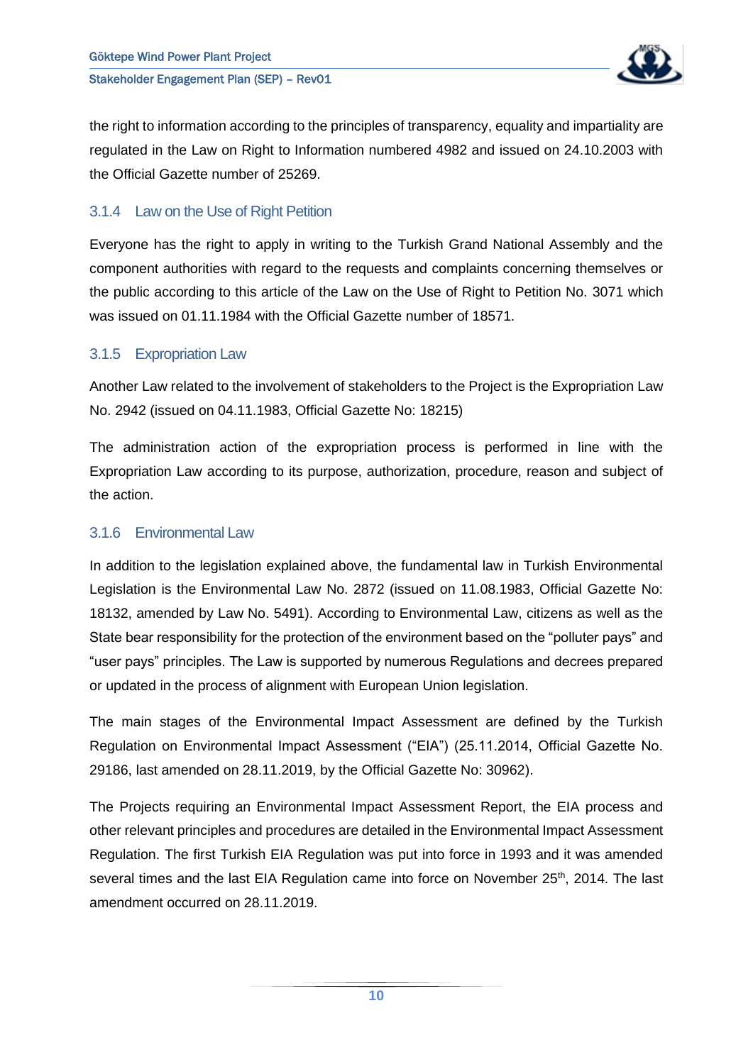the right to information according to the principles of transparency, equality and impartiality are regulated in the Law on Right to Information numbered 4982 and issued on 24.10.2003 with the Official Gazette number of 25269.

### 3.1.4 Law on the Use of Right Petition

Everyone has the right to apply in writing to the Turkish Grand National Assembly and the component authorities with regard to the requests and complaints concerning themselves or the public according to this article of the Law on the Use of Right to Petition No. 3071 which was issued on 01.11.1984 with the Official Gazette number of 18571.

### 3.1.5 Expropriation Law

Another Law related to the involvement of stakeholders to the Project is the Expropriation Law No. 2942 (issued on 04.11.1983, Official Gazette No: 18215)

The administration action of the expropriation process is performed in line with the Expropriation Law according to its purpose, authorization, procedure, reason and subject of the action.

### 3.1.6 Environmental Law

In addition to the legislation explained above, the fundamental law in Turkish Environmental Legislation is the Environmental Law No. 2872 (issued on 11.08.1983, Official Gazette No: 18132, amended by Law No. 5491). According to Environmental Law, citizens as well as the State bear responsibility for the protection of the environment based on the “polluter pays” and “user pays” principles. The Law is supported by numerous Regulations and decrees prepared or updated in the process of alignment with European Union legislation.

The main stages of the Environmental Impact Assessment are defined by the Turkish Regulation on Environmental Impact Assessment (“EIA”) (25.11.2014, Official Gazette No. 29186, last amended on 28.11.2019, by the Official Gazette No: 30962).

The Projects requiring an Environmental Impact Assessment Report, the EIA process and other relevant principles and procedures are detailed in the Environmental Impact Assessment Regulation. The first Turkish EIA Regulation was put into force in 1993 and it was amended several times and the last EIA Regulation came into force on November 25th, 2014. The last amendment occurred on 28.11.2019.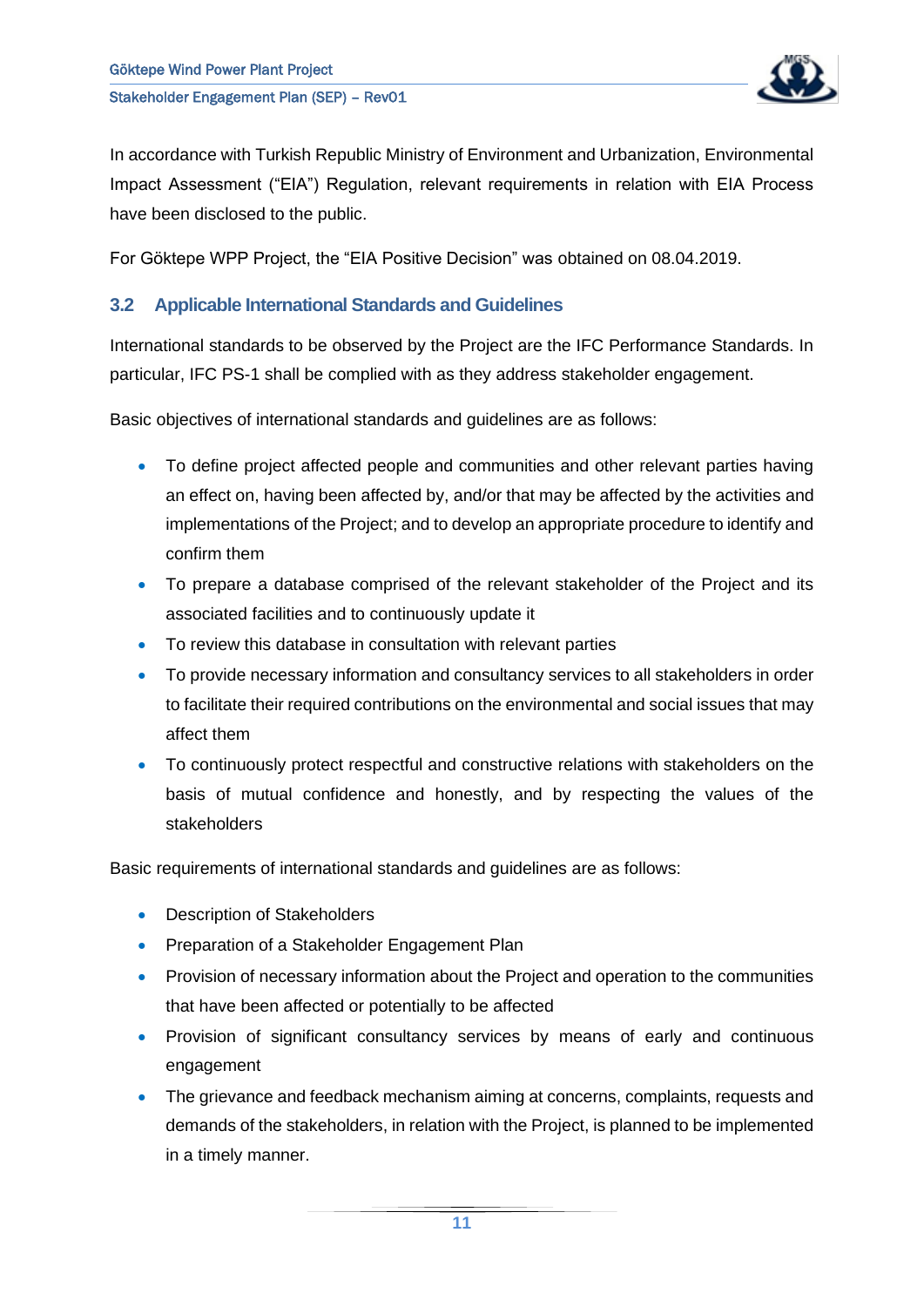In accordance with Turkish Republic Ministry of Environment and Urbanization, Environmental Impact Assessment ("EIA") Regulation, relevant requirements in relation with EIA Process have been disclosed to the public.

For Göktepe WPP Project, the "EIA Positive Decision" was obtained on 08.04.2019.

## 3.2 Applicable International Standards and Guidelines

International standards to be observed by the Project are the IFC Performance Standards. In particular, IFC PS-1 shall be complied with as they address stakeholder engagement.

Basic objectives of international standards and guidelines are as follows:

- To define project affected people and communities and other relevant parties having an effect on, having been affected by, and/or that may be affected by the activities and implementations of the Project; and to develop an appropriate procedure to identify and confirm them
- To prepare a database comprised of the relevant stakeholder of the Project and its associated facilities and to continuously update it
- To review this database in consultation with relevant parties
- To provide necessary information and consultancy services to all stakeholders in order to facilitate their required contributions on the environmental and social issues that may affect them
- To continuously protect respectful and constructive relations with stakeholders on the basis of mutual confidence and honestly, and by respecting the values of the stakeholders

Basic requirements of international standards and guidelines are as follows:

- Description of Stakeholders
- Preparation of a Stakeholder Engagement Plan
- Provision of necessary information about the Project and operation to the communities that have been affected or potentially to be affected
- Provision of significant consultancy services by means of early and continuous engagement
- The grievance and feedback mechanism aiming at concerns, complaints, requests and demands of the stakeholders, in relation with the Project, is planned to be implemented in a timely manner.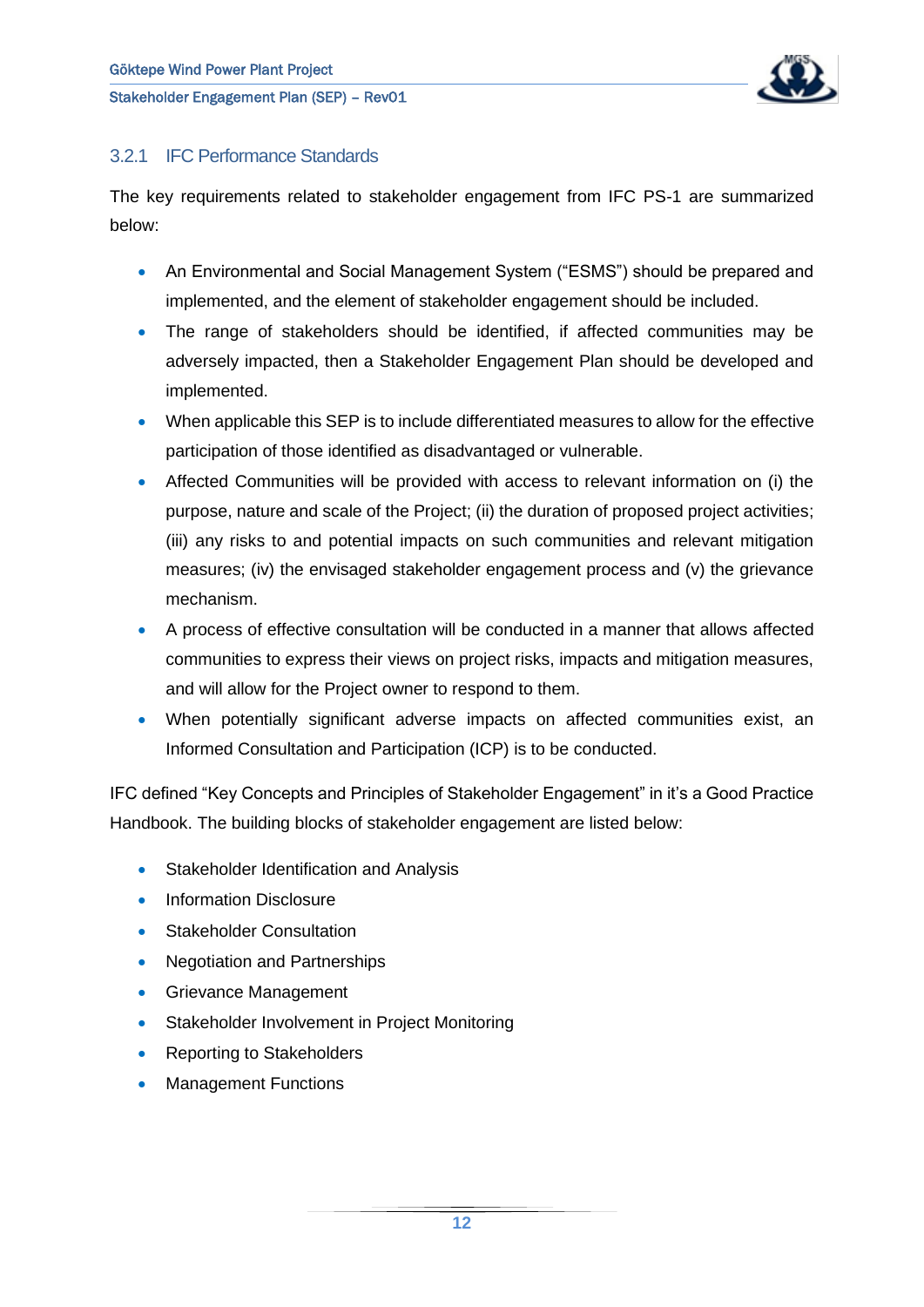### 3.2.1 IFC Performance Standards

The key requirements related to stakeholder engagement from IFC PS-1 are summarized below:

- An Environmental and Social Management System ("ESMS") should be prepared and implemented, and the element of stakeholder engagement should be included.
- The range of stakeholders should be identified, if affected communities may be adversely impacted, then a Stakeholder Engagement Plan should be developed and implemented.
- When applicable this SEP is to include differentiated measures to allow for the effective participation of those identified as disadvantaged or vulnerable.
- Affected Communities will be provided with access to relevant information on (i) the purpose, nature and scale of the Project; (ii) the duration of proposed project activities; (iii) any risks to and potential impacts on such communities and relevant mitigation measures; (iv) the envisaged stakeholder engagement process and (v) the grievance mechanism.
- A process of effective consultation will be conducted in a manner that allows affected communities to express their views on project risks, impacts and mitigation measures, and will allow for the Project owner to respond to them.
- When potentially significant adverse impacts on affected communities exist, an Informed Consultation and Participation (ICP) is to be conducted.

IFC defined "Key Concepts and Principles of Stakeholder Engagement" in it's a Good Practice Handbook. The building blocks of stakeholder engagement are listed below:

- Stakeholder Identification and Analysis
- Information Disclosure
- Stakeholder Consultation
- Negotiation and Partnerships
- Grievance Management
- Stakeholder Involvement in Project Monitoring
- Reporting to Stakeholders
- Management Functions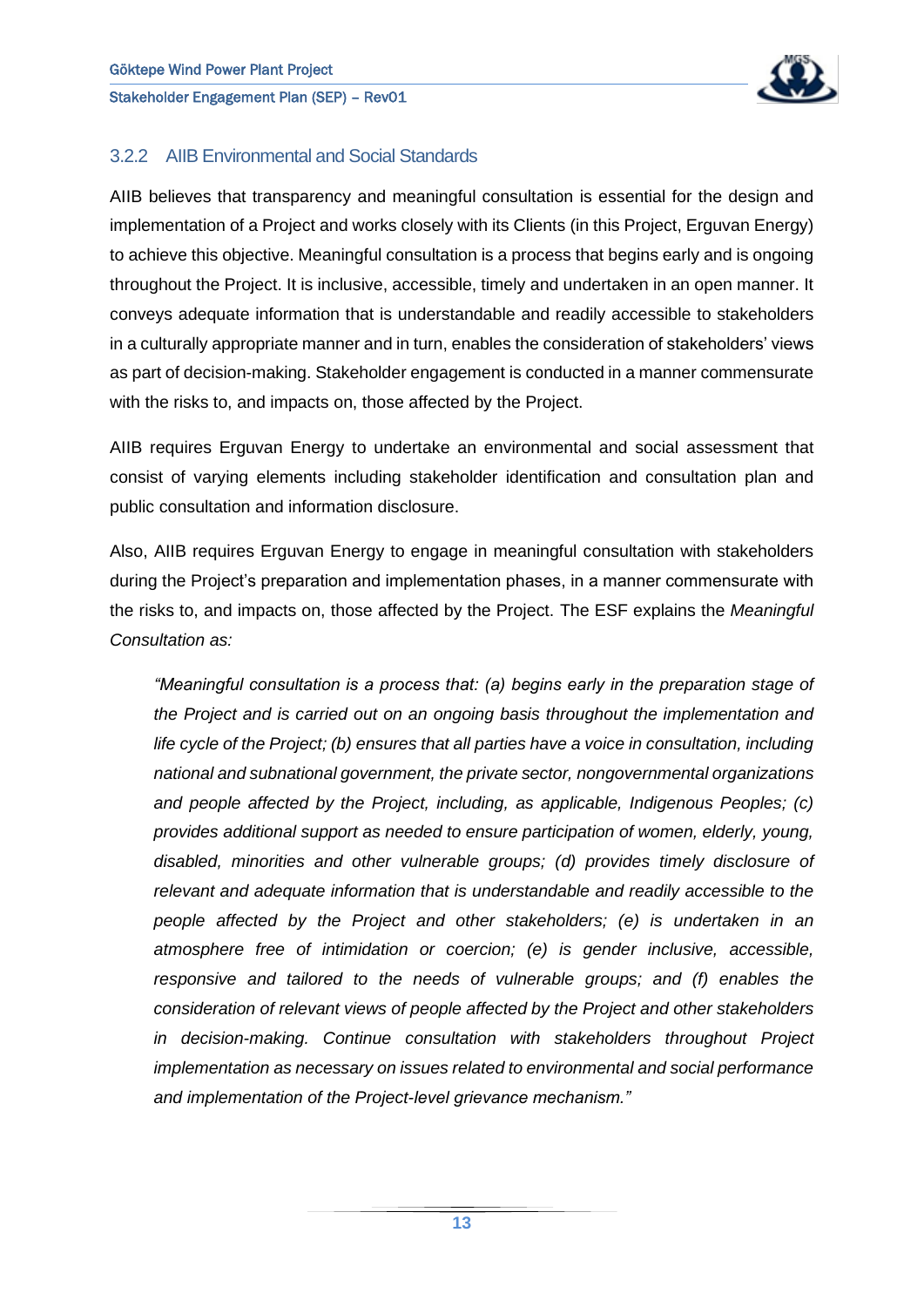### 3.2.2 AIIB Environmental and Social Standards

AIIB believes that transparency and meaningful consultation is essential for the design and implementation of a Project and works closely with its Clients (in this Project, Erguvan Energy) to achieve this objective. Meaningful consultation is a process that begins early and is ongoing throughout the Project. It is inclusive, accessible, timely and undertaken in an open manner. It conveys adequate information that is understandable and readily accessible to stakeholders in a culturally appropriate manner and in turn, enables the consideration of stakeholders' views as part of decision-making. Stakeholder engagement is conducted in a manner commensurate with the risks to, and impacts on, those affected by the Project.

AIIB requires Erguvan Energy to undertake an environmental and social assessment that consist of varying elements including stakeholder identification and consultation plan and public consultation and information disclosure.

Also, AIIB requires Erguvan Energy to engage in meaningful consultation with stakeholders during the Project's preparation and implementation phases, in a manner commensurate with the risks to, and impacts on, those affected by the Project. The ESF explains the *Meaningful Consultation as:*

> *"Meaningful consultation is a process that: (a) begins early in the preparation stage of the Project and is carried out on an ongoing basis throughout the implementation and life cycle of the Project; (b) ensures that all parties have a voice in consultation, including national and subnational government, the private sector, nongovernmental organizations and people affected by the Project, including, as applicable, Indigenous Peoples; (c) provides additional support as needed to ensure participation of women, elderly, young, disabled, minorities and other vulnerable groups; (d) provides timely disclosure of relevant and adequate information that is understandable and readily accessible to the people affected by the Project and other stakeholders; (e) is undertaken in an atmosphere free of intimidation or coercion; (e) is gender inclusive, accessible, responsive and tailored to the needs of vulnerable groups; and (f) enables the consideration of relevant views of people affected by the Project and other stakeholders in decision-making. Continue consultation with stakeholders throughout Project implementation as necessary on issues related to environmental and social performance and implementation of the Project-level grievance mechanism."*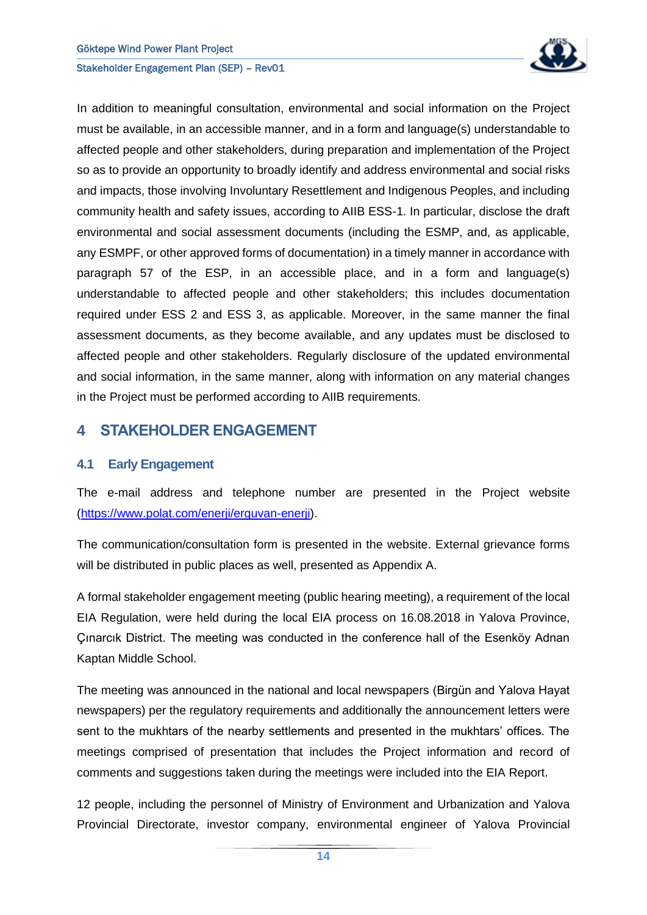In addition to meaningful consultation, environmental and social information on the Project must be available, in an accessible manner, and in a form and language(s) understandable to affected people and other stakeholders, during preparation and implementation of the Project so as to provide an opportunity to broadly identify and address environmental and social risks and impacts, those involving Involuntary Resettlement and Indigenous Peoples, and including community health and safety issues, according to AIIB ESS-1. In particular, disclose the draft environmental and social assessment documents (including the ESMP, and, as applicable, any ESMPF, or other approved forms of documentation) in a timely manner in accordance with paragraph 57 of the ESP, in an accessible place, and in a form and language(s) understandable to affected people and other stakeholders; this includes documentation required under ESS 2 and ESS 3, as applicable. Moreover, in the same manner the final assessment documents, as they become available, and any updates must be disclosed to affected people and other stakeholders. Regularly disclosure of the updated environmental and social information, in the same manner, along with information on any material changes in the Project must be performed according to AIIB requirements.

# 4 STAKEHOLDER ENGAGEMENT

## 4.1 Early Engagement

The e-mail address and telephone number are presented in the Project website (https://www.polat.com/enerji/erguvan-enerji).

The communication/consultation form is presented in the website. External grievance forms will be distributed in public places as well, presented as Appendix A.

A formal stakeholder engagement meeting (public hearing meeting), a requirement of the local EIA Regulation, were held during the local EIA process on 16.08.2018 in Yalova Province, Çınarcık District. The meeting was conducted in the conference hall of the Esenköy Adnan Kaptan Middle School.

The meeting was announced in the national and local newspapers (Birgün and Yalova Hayat newspapers) per the regulatory requirements and additionally the announcement letters were sent to the mukhtars of the nearby settlements and presented in the mukhtars' offices. The meetings comprised of presentation that includes the Project information and record of comments and suggestions taken during the meetings were included into the EIA Report.

12 people, including the personnel of Ministry of Environment and Urbanization and Yalova Provincial Directorate, investor company, environmental engineer of Yalova Provincial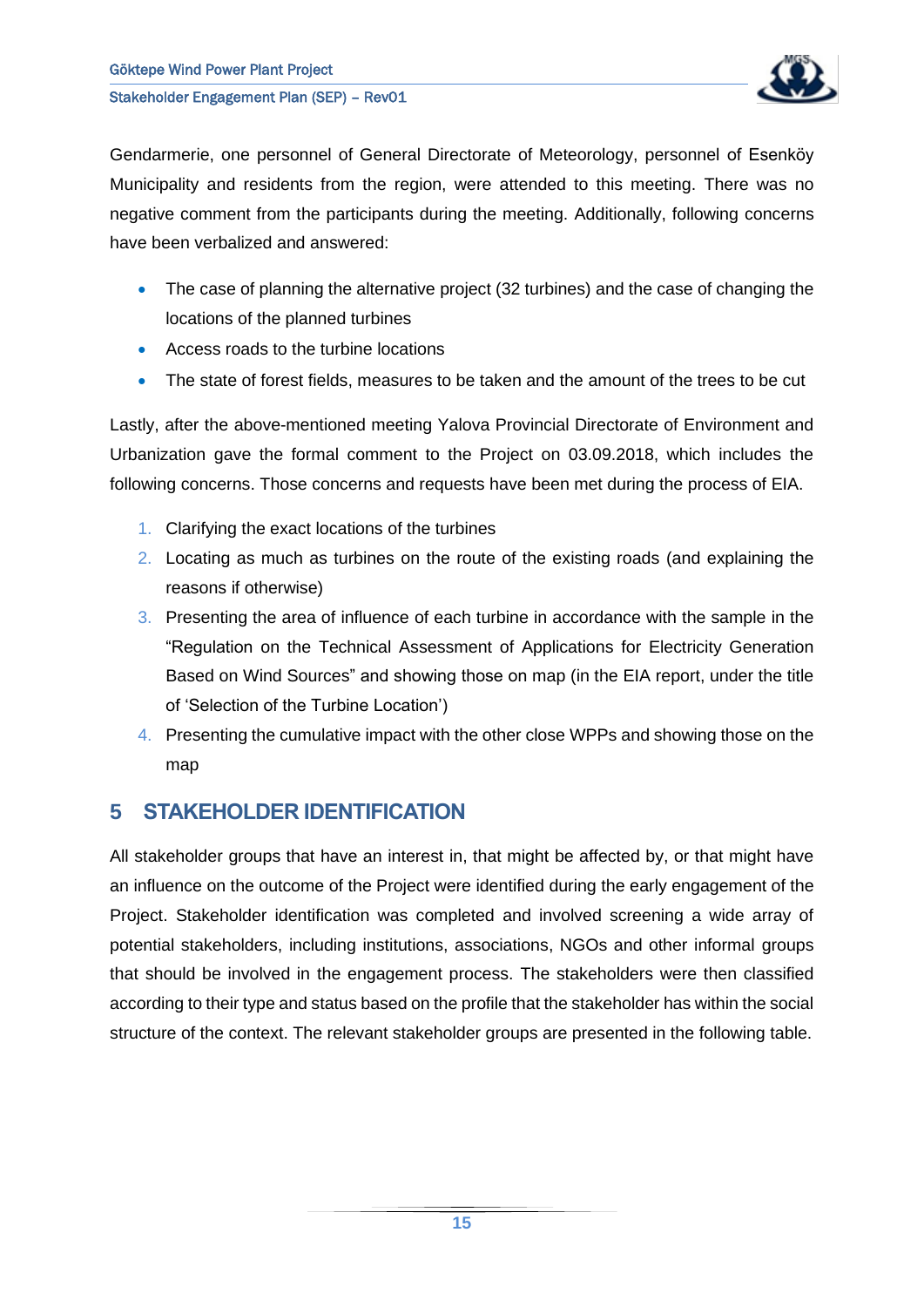Gendarmerie, one personnel of General Directorate of Meteorology, personnel of Esenköy Municipality and residents from the region, were attended to this meeting. There was no negative comment from the participants during the meeting. Additionally, following concerns have been verbalized and answered:

- The case of planning the alternative project (32 turbines) and the case of changing the locations of the planned turbines
- Access roads to the turbine locations
- The state of forest fields, measures to be taken and the amount of the trees to be cut

Lastly, after the above-mentioned meeting Yalova Provincial Directorate of Environment and Urbanization gave the formal comment to the Project on 03.09.2018, which includes the following concerns. Those concerns and requests have been met during the process of EIA.

1. Clarifying the exact locations of the turbines
2. Locating as much as turbines on the route of the existing roads (and explaining the reasons if otherwise)
3. Presenting the area of influence of each turbine in accordance with the sample in the "Regulation on the Technical Assessment of Applications for Electricity Generation Based on Wind Sources" and showing those on map (in the EIA report, under the title of 'Selection of the Turbine Location')
4. Presenting the cumulative impact with the other close WPPs and showing those on the map

# 5 STAKEHOLDER IDENTIFICATION

All stakeholder groups that have an interest in, that might be affected by, or that might have an influence on the outcome of the Project were identified during the early engagement of the Project. Stakeholder identification was completed and involved screening a wide array of potential stakeholders, including institutions, associations, NGOs and other informal groups that should be involved in the engagement process. The stakeholders were then classified according to their type and status based on the profile that the stakeholder has within the social structure of the context. The relevant stakeholder groups are presented in the following table.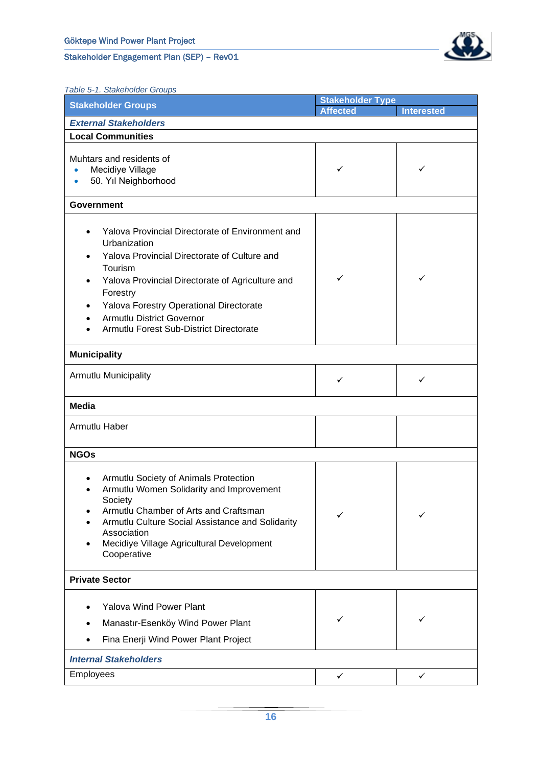*Table 5-1. Stakeholder Groups*

| Stakeholder Groups | Stakeholder Type | |
|---|---|---|
| | Affected | Interested |
| ***External Stakeholders*** | | |
| **Local Communities** | | |
| Muhtars and residents of<br>• Mecidiye Village<br>• 50. Yıl Neighborhood | ✓ | ✓ |
| **Government** | | |
| • Yalova Provincial Directorate of Environment and Urbanization<br>• Yalova Provincial Directorate of Culture and Tourism<br>• Yalova Provincial Directorate of Agriculture and Forestry<br>• Yalova Forestry Operational Directorate<br>• Armutlu District Governor<br>• Armutlu Forest Sub-District Directorate | ✓ | ✓ |
| **Municipality** | | |
| Armutlu Municipality | ✓ | ✓ |
| **Media** | | |
| Armutlu Haber | | |
| **NGOs** | | |
| • Armutlu Society of Animals Protection<br>• Armutlu Women Solidarity and Improvement Society<br>• Armutlu Chamber of Arts and Craftsman<br>• Armutlu Culture Social Assistance and Solidarity Association<br>• Mecidiye Village Agricultural Development Cooperative | ✓ | ✓ |
| **Private Sector** | | |
| • Yalova Wind Power Plant<br>• Manastır-Esenköy Wind Power Plant<br>• Fina Enerji Wind Power Plant Project | ✓ | ✓ |
| ***Internal Stakeholders*** | | |
| Employees | ✓ | ✓ |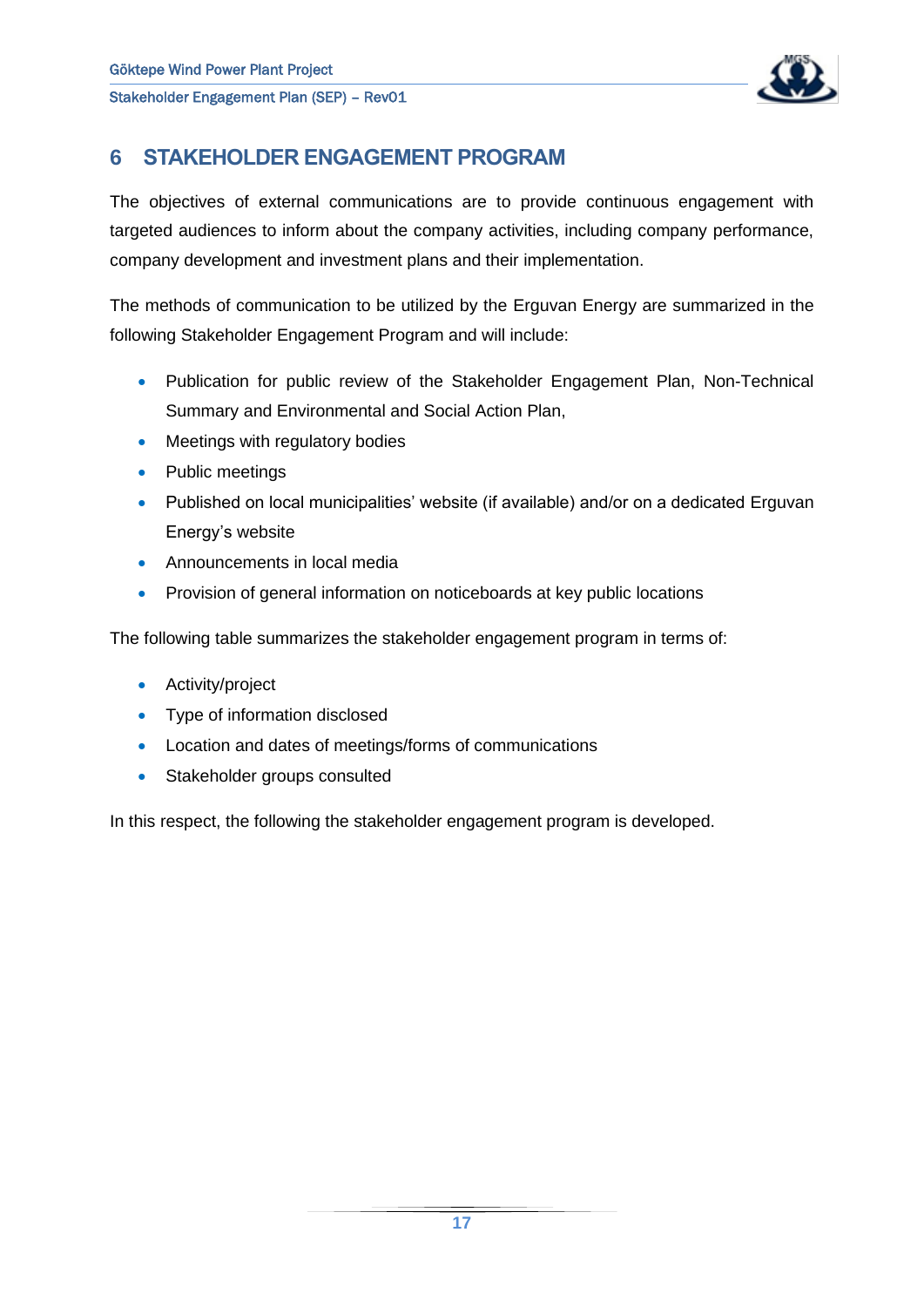# 6 STAKEHOLDER ENGAGEMENT PROGRAM

The objectives of external communications are to provide continuous engagement with targeted audiences to inform about the company activities, including company performance, company development and investment plans and their implementation.

The methods of communication to be utilized by the Erguvan Energy are summarized in the following Stakeholder Engagement Program and will include:

- Publication for public review of the Stakeholder Engagement Plan, Non-Technical Summary and Environmental and Social Action Plan,
- Meetings with regulatory bodies
- Public meetings
- Published on local municipalities' website (if available) and/or on a dedicated Erguvan Energy's website
- Announcements in local media
- Provision of general information on noticeboards at key public locations

The following table summarizes the stakeholder engagement program in terms of:

- Activity/project
- Type of information disclosed
- Location and dates of meetings/forms of communications
- Stakeholder groups consulted

In this respect, the following the stakeholder engagement program is developed.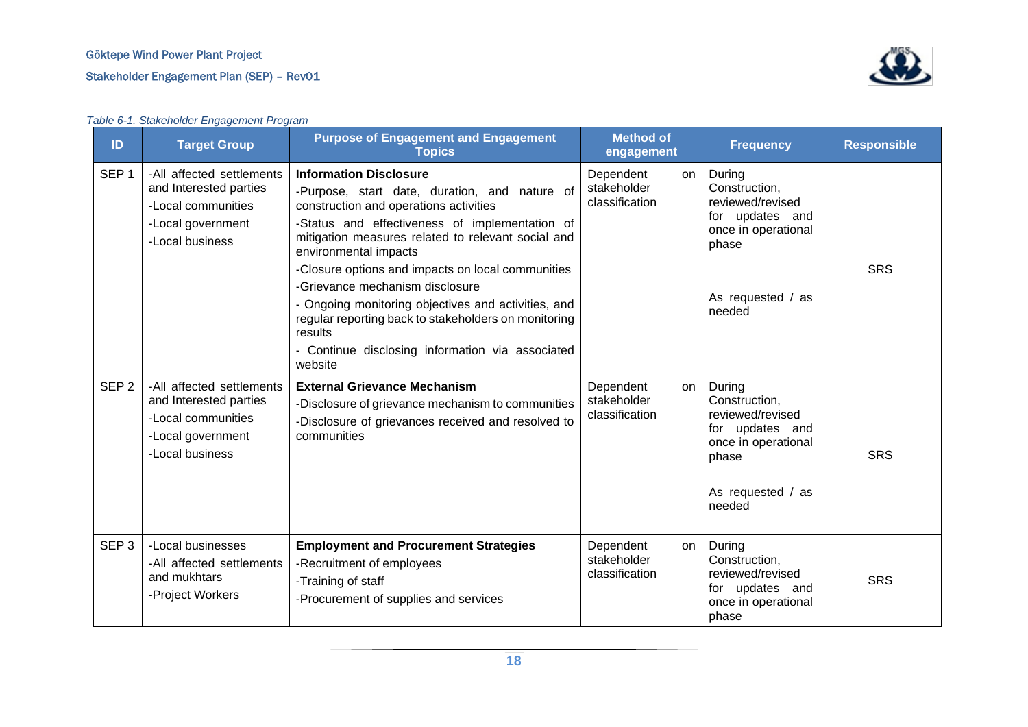*Table 6-1. Stakeholder Engagement Program*

| ID | Target Group | Purpose of Engagement and Engagement Topics | Method of engagement | Frequency | Responsible |
|---|---|---|---|---|---|
| SEP 1 | -All affected settlements and Interested parties<br>-Local communities<br>-Local government<br>-Local business | **Information Disclosure**<br>-Purpose, start date, duration, and nature of construction and operations activities<br>-Status and effectiveness of implementation of mitigation measures related to relevant social and environmental impacts<br>-Closure options and impacts on local communities<br>-Grievance mechanism disclosure<br>- Ongoing monitoring objectives and activities, and regular reporting back to stakeholders on monitoring results<br>- Continue disclosing information via associated website | Dependent on stakeholder classification | During Construction, reviewed/revised for updates and once in operational phase<br><br>As requested / as needed | SRS |
| SEP 2 | -All affected settlements and Interested parties<br>-Local communities<br>-Local government<br>-Local business | **External Grievance Mechanism**<br>-Disclosure of grievance mechanism to communities<br>-Disclosure of grievances received and resolved to communities | Dependent on stakeholder classification | During Construction, reviewed/revised for updates and once in operational phase<br><br>As requested / as needed | SRS |
| SEP 3 | -Local businesses<br>-All affected settlements and mukhtars<br>-Project Workers | **Employment and Procurement Strategies**<br>-Recruitment of employees<br>-Training of staff<br>-Procurement of supplies and services | Dependent on stakeholder classification | During Construction, reviewed/revised for updates and once in operational phase | SRS |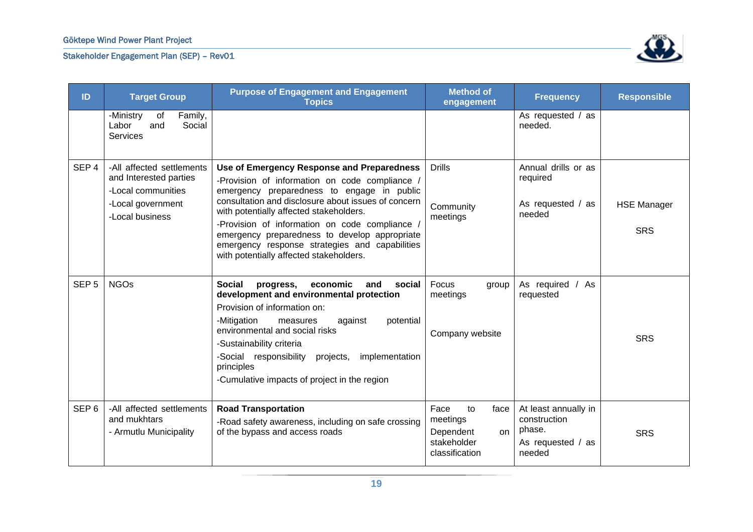| ID | Target Group | Purpose of Engagement and Engagement Topics | Method of engagement | Frequency | Responsible |
|---|---|---|---|---|---|
| | -Ministry of Family, Labor and Social Services | | | As requested / as needed. | |
| SEP 4 | -All affected settlements and Interested parties<br>-Local communities<br>-Local government<br>-Local business | **Use of Emergency Response and Preparedness**<br>-Provision of information on code compliance / emergency preparedness to engage in public consultation and disclosure about issues of concern with potentially affected stakeholders.<br>-Provision of information on code compliance / emergency preparedness to develop appropriate emergency response strategies and capabilities with potentially affected stakeholders. | Drills<br><br>Community meetings | Annual drills or as required<br><br>As requested / as needed | HSE Manager<br><br>SRS |
| SEP 5 | NGOs | **Social progress, economic and social development and environmental protection**<br>Provision of information on:<br>-Mitigation measures against potential environmental and social risks<br>-Sustainability criteria<br>-Social responsibility projects, implementation principles<br>-Cumulative impacts of project in the region | Focus group meetings<br><br>Company website | As required / As requested | SRS |
| SEP 6 | -All affected settlements and mukhtars<br>- Armutlu Municipality | **Road Transportation**<br>-Road safety awareness, including on safe crossing of the bypass and access roads | Face to face meetings<br>Dependent on stakeholder classification | At least annually in construction phase.<br>As requested / as needed | SRS |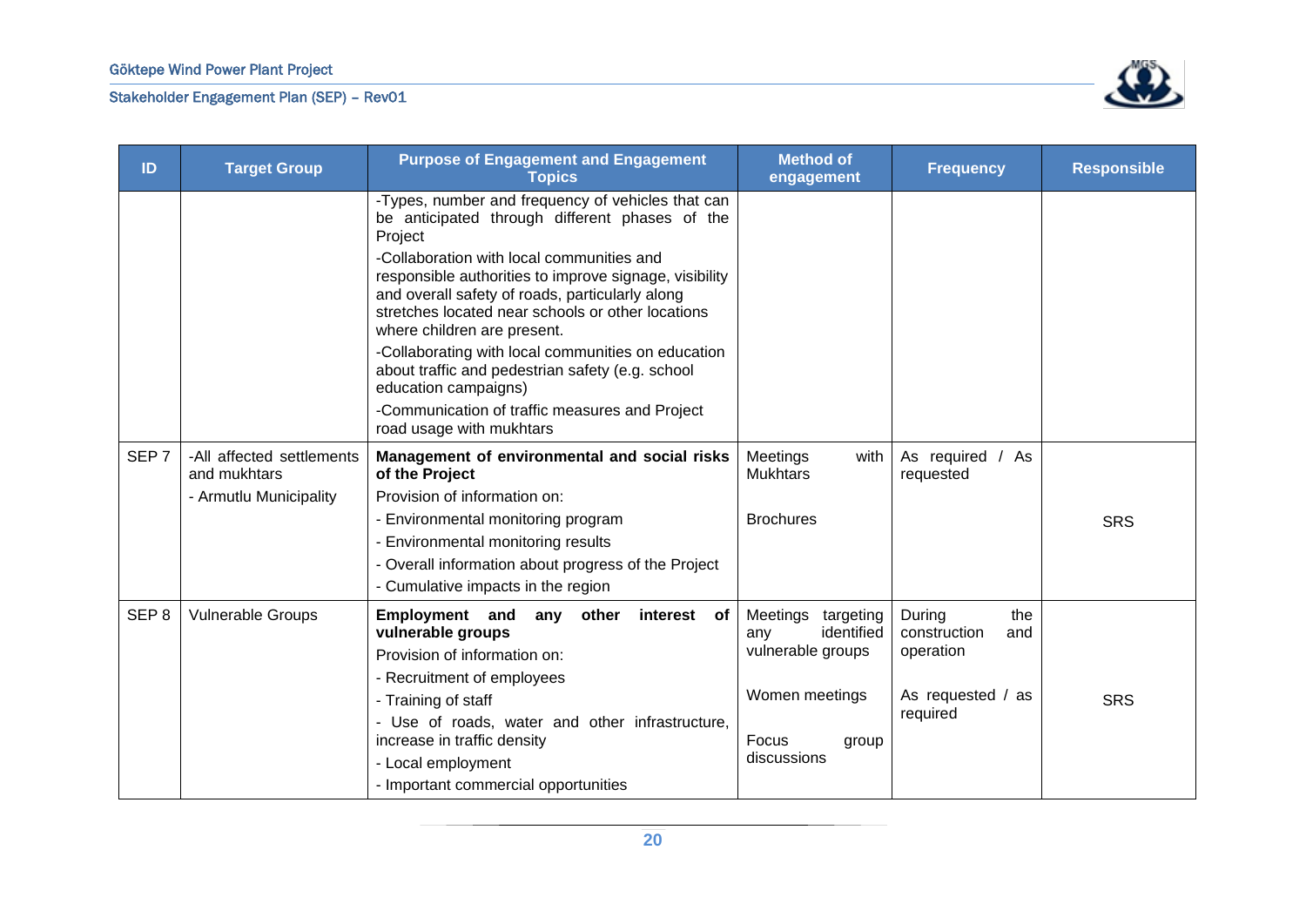| ID | Target Group | Purpose of Engagement and Engagement Topics | Method of engagement | Frequency | Responsible |
|---|---|---|---|---|---|
| | | -Types, number and frequency of vehicles that can be anticipated through different phases of the Project<br>-Collaboration with local communities and responsible authorities to improve signage, visibility and overall safety of roads, particularly along stretches located near schools or other locations where children are present.<br>-Collaborating with local communities on education about traffic and pedestrian safety (e.g. school education campaigns)<br>-Communication of traffic measures and Project road usage with mukhtars | | | |
| SEP 7 | -All affected settlements and mukhtars<br>- Armutlu Municipality | **Management of environmental and social risks of the Project**<br>Provision of information on:<br>- Environmental monitoring program<br>- Environmental monitoring results<br>- Overall information about progress of the Project<br>- Cumulative impacts in the region | Meetings with Mukhtars<br><br>Brochures | As required / As requested | SRS |
| SEP 8 | Vulnerable Groups | **Employment and any other interest of vulnerable groups**<br>Provision of information on:<br>- Recruitment of employees<br>- Training of staff<br>- Use of roads, water and other infrastructure, increase in traffic density<br>- Local employment<br>- Important commercial opportunities | Meetings targeting any identified vulnerable groups<br><br>Women meetings<br><br>Focus group discussions | During the construction and operation<br><br>As requested / as required | SRS |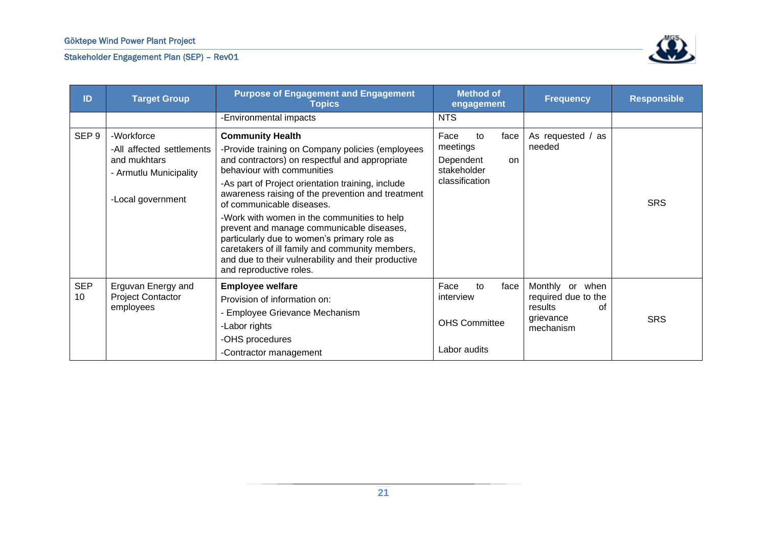| ID | Target Group | Purpose of Engagement and Engagement Topics | Method of engagement | Frequency | Responsible |
|---|---|---|---|---|---|
| | | -Environmental impacts | NTS | | |
| SEP 9 | -Workforce<br>-All affected settlements and mukhtars<br>- Armutlu Municipality<br>-Local government | **Community Health**<br>-Provide training on Company policies (employees and contractors) on respectful and appropriate behaviour with communities<br>-As part of Project orientation training, include awareness raising of the prevention and treatment of communicable diseases.<br>-Work with women in the communities to help prevent and manage communicable diseases, particularly due to women's primary role as caretakers of ill family and community members, and due to their vulnerability and their productive and reproductive roles. | Face to face meetings<br>Dependent on stakeholder classification | As requested / as needed | SRS |
| SEP 10 | Erguvan Energy and Project Contactor employees | **Employee welfare**<br>Provision of information on:<br>- Employee Grievance Mechanism<br>-Labor rights<br>-OHS procedures<br>-Contractor management | Face to face interview<br>OHS Committee<br>Labor audits | Monthly or when required due to the results of grievance mechanism | SRS |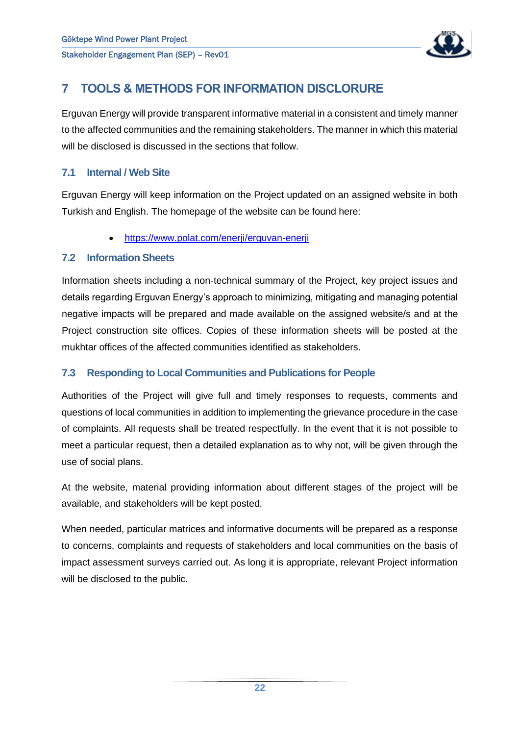# 7 TOOLS & METHODS FOR INFORMATION DISCLORURE

Erguvan Energy will provide transparent informative material in a consistent and timely manner to the affected communities and the remaining stakeholders. The manner in which this material will be disclosed is discussed in the sections that follow.

## 7.1 Internal / Web Site

Erguvan Energy will keep information on the Project updated on an assigned website in both Turkish and English. The homepage of the website can be found here:

- https://www.polat.com/enerji/erguvan-enerji

## 7.2 Information Sheets

Information sheets including a non-technical summary of the Project, key project issues and details regarding Erguvan Energy's approach to minimizing, mitigating and managing potential negative impacts will be prepared and made available on the assigned website/s and at the Project construction site offices. Copies of these information sheets will be posted at the mukhtar offices of the affected communities identified as stakeholders.

## 7.3 Responding to Local Communities and Publications for People

Authorities of the Project will give full and timely responses to requests, comments and questions of local communities in addition to implementing the grievance procedure in the case of complaints. All requests shall be treated respectfully. In the event that it is not possible to meet a particular request, then a detailed explanation as to why not, will be given through the use of social plans.

At the website, material providing information about different stages of the project will be available, and stakeholders will be kept posted.

When needed, particular matrices and informative documents will be prepared as a response to concerns, complaints and requests of stakeholders and local communities on the basis of impact assessment surveys carried out. As long it is appropriate, relevant Project information will be disclosed to the public.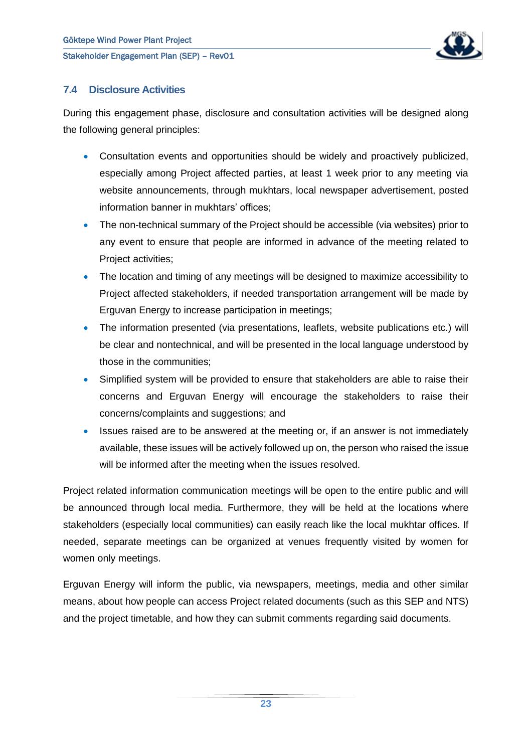## 7.4 Disclosure Activities

During this engagement phase, disclosure and consultation activities will be designed along the following general principles:

- Consultation events and opportunities should be widely and proactively publicized, especially among Project affected parties, at least 1 week prior to any meeting via website announcements, through mukhtars, local newspaper advertisement, posted information banner in mukhtars' offices;
- The non-technical summary of the Project should be accessible (via websites) prior to any event to ensure that people are informed in advance of the meeting related to Project activities;
- The location and timing of any meetings will be designed to maximize accessibility to Project affected stakeholders, if needed transportation arrangement will be made by Erguvan Energy to increase participation in meetings;
- The information presented (via presentations, leaflets, website publications etc.) will be clear and nontechnical, and will be presented in the local language understood by those in the communities;
- Simplified system will be provided to ensure that stakeholders are able to raise their concerns and Erguvan Energy will encourage the stakeholders to raise their concerns/complaints and suggestions; and
- Issues raised are to be answered at the meeting or, if an answer is not immediately available, these issues will be actively followed up on, the person who raised the issue will be informed after the meeting when the issues resolved.

Project related information communication meetings will be open to the entire public and will be announced through local media. Furthermore, they will be held at the locations where stakeholders (especially local communities) can easily reach like the local mukhtar offices. If needed, separate meetings can be organized at venues frequently visited by women for women only meetings.

Erguvan Energy will inform the public, via newspapers, meetings, media and other similar means, about how people can access Project related documents (such as this SEP and NTS) and the project timetable, and how they can submit comments regarding said documents.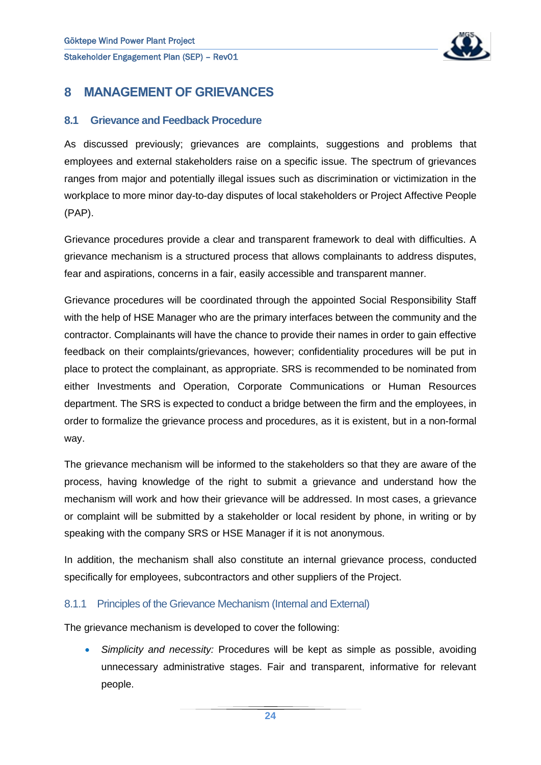# 8 MANAGEMENT OF GRIEVANCES

## 8.1 Grievance and Feedback Procedure

As discussed previously; grievances are complaints, suggestions and problems that employees and external stakeholders raise on a specific issue. The spectrum of grievances ranges from major and potentially illegal issues such as discrimination or victimization in the workplace to more minor day-to-day disputes of local stakeholders or Project Affective People (PAP).

Grievance procedures provide a clear and transparent framework to deal with difficulties. A grievance mechanism is a structured process that allows complainants to address disputes, fear and aspirations, concerns in a fair, easily accessible and transparent manner.

Grievance procedures will be coordinated through the appointed Social Responsibility Staff with the help of HSE Manager who are the primary interfaces between the community and the contractor. Complainants will have the chance to provide their names in order to gain effective feedback on their complaints/grievances, however; confidentiality procedures will be put in place to protect the complainant, as appropriate. SRS is recommended to be nominated from either Investments and Operation, Corporate Communications or Human Resources department. The SRS is expected to conduct a bridge between the firm and the employees, in order to formalize the grievance process and procedures, as it is existent, but in a non-formal way.

The grievance mechanism will be informed to the stakeholders so that they are aware of the process, having knowledge of the right to submit a grievance and understand how the mechanism will work and how their grievance will be addressed. In most cases, a grievance or complaint will be submitted by a stakeholder or local resident by phone, in writing or by speaking with the company SRS or HSE Manager if it is not anonymous.

In addition, the mechanism shall also constitute an internal grievance process, conducted specifically for employees, subcontractors and other suppliers of the Project.

### 8.1.1 Principles of the Grievance Mechanism (Internal and External)

The grievance mechanism is developed to cover the following:

- *Simplicity and necessity:* Procedures will be kept as simple as possible, avoiding unnecessary administrative stages. Fair and transparent, informative for relevant people.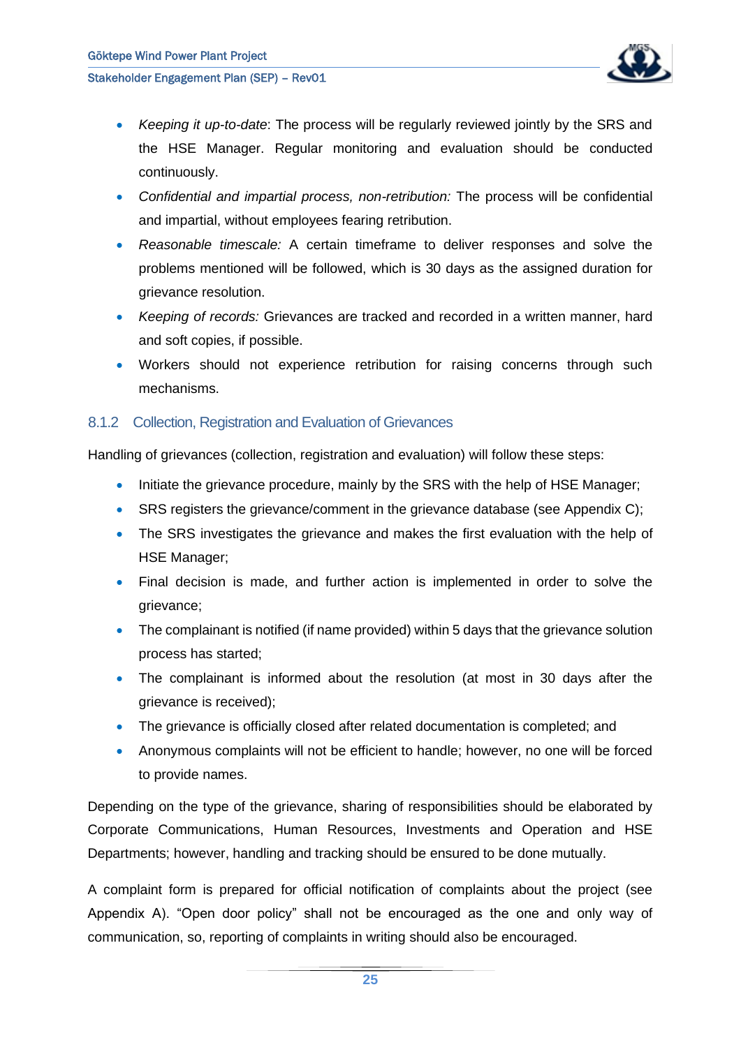- *Keeping it up-to-date*: The process will be regularly reviewed jointly by the SRS and the HSE Manager. Regular monitoring and evaluation should be conducted continuously.
- *Confidential and impartial process, non-retribution:* The process will be confidential and impartial, without employees fearing retribution.
- *Reasonable timescale:* A certain timeframe to deliver responses and solve the problems mentioned will be followed, which is 30 days as the assigned duration for grievance resolution.
- *Keeping of records:* Grievances are tracked and recorded in a written manner, hard and soft copies, if possible.
- Workers should not experience retribution for raising concerns through such mechanisms.

### 8.1.2 Collection, Registration and Evaluation of Grievances

Handling of grievances (collection, registration and evaluation) will follow these steps:

- Initiate the grievance procedure, mainly by the SRS with the help of HSE Manager;
- SRS registers the grievance/comment in the grievance database (see Appendix C);
- The SRS investigates the grievance and makes the first evaluation with the help of HSE Manager;
- Final decision is made, and further action is implemented in order to solve the grievance;
- The complainant is notified (if name provided) within 5 days that the grievance solution process has started;
- The complainant is informed about the resolution (at most in 30 days after the grievance is received);
- The grievance is officially closed after related documentation is completed; and
- Anonymous complaints will not be efficient to handle; however, no one will be forced to provide names.

Depending on the type of the grievance, sharing of responsibilities should be elaborated by Corporate Communications, Human Resources, Investments and Operation and HSE Departments; however, handling and tracking should be ensured to be done mutually.

A complaint form is prepared for official notification of complaints about the project (see Appendix A). "Open door policy" shall not be encouraged as the one and only way of communication, so, reporting of complaints in writing should also be encouraged.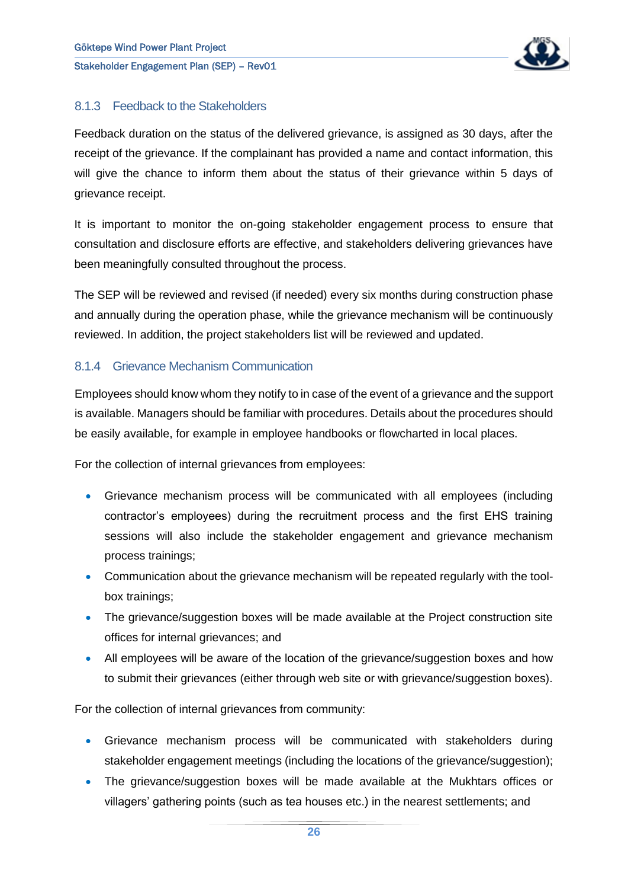### 8.1.3 Feedback to the Stakeholders

Feedback duration on the status of the delivered grievance, is assigned as 30 days, after the receipt of the grievance. If the complainant has provided a name and contact information, this will give the chance to inform them about the status of their grievance within 5 days of grievance receipt.

It is important to monitor the on-going stakeholder engagement process to ensure that consultation and disclosure efforts are effective, and stakeholders delivering grievances have been meaningfully consulted throughout the process.

The SEP will be reviewed and revised (if needed) every six months during construction phase and annually during the operation phase, while the grievance mechanism will be continuously reviewed. In addition, the project stakeholders list will be reviewed and updated.

### 8.1.4 Grievance Mechanism Communication

Employees should know whom they notify to in case of the event of a grievance and the support is available. Managers should be familiar with procedures. Details about the procedures should be easily available, for example in employee handbooks or flowcharted in local places.

For the collection of internal grievances from employees:

- Grievance mechanism process will be communicated with all employees (including contractor's employees) during the recruitment process and the first EHS training sessions will also include the stakeholder engagement and grievance mechanism process trainings;
- Communication about the grievance mechanism will be repeated regularly with the tool-box trainings;
- The grievance/suggestion boxes will be made available at the Project construction site offices for internal grievances; and
- All employees will be aware of the location of the grievance/suggestion boxes and how to submit their grievances (either through web site or with grievance/suggestion boxes).

For the collection of internal grievances from community:

- Grievance mechanism process will be communicated with stakeholders during stakeholder engagement meetings (including the locations of the grievance/suggestion);
- The grievance/suggestion boxes will be made available at the Mukhtars offices or villagers' gathering points (such as tea houses etc.) in the nearest settlements; and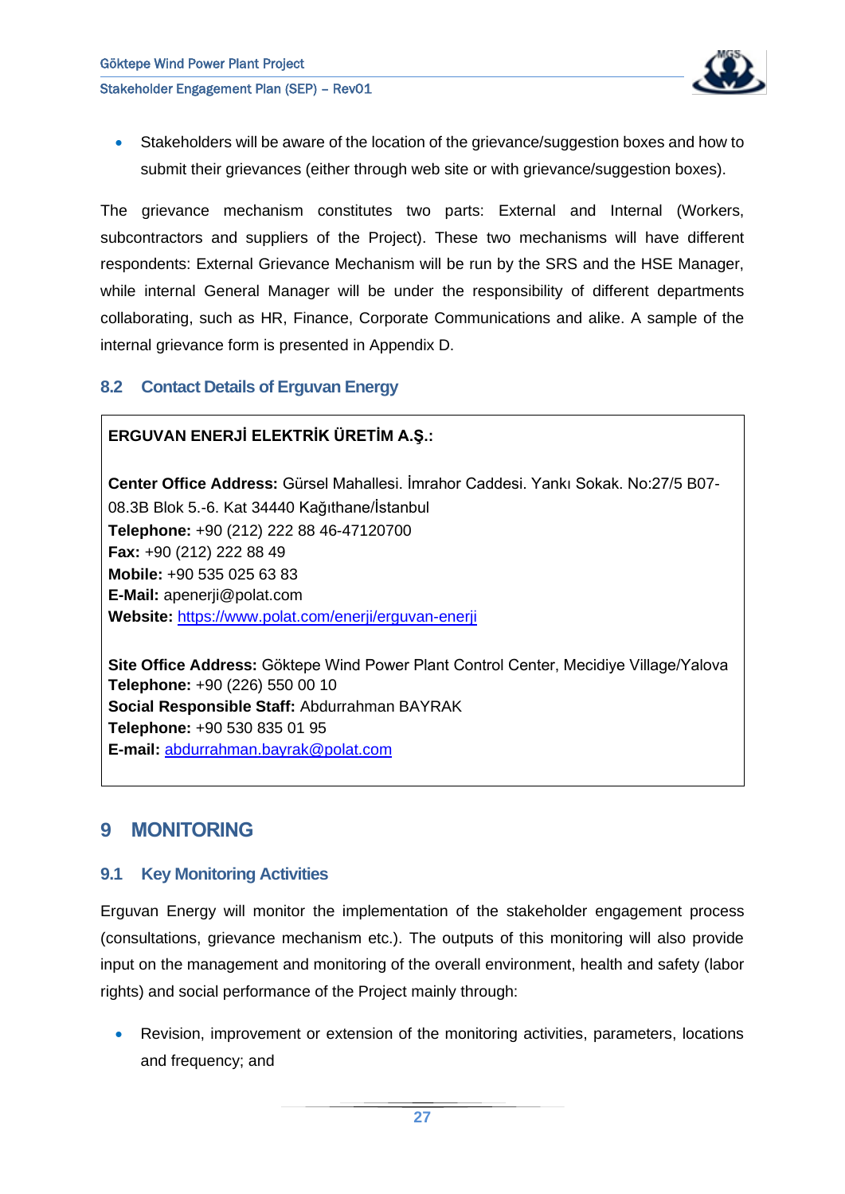- Stakeholders will be aware of the location of the grievance/suggestion boxes and how to submit their grievances (either through web site or with grievance/suggestion boxes).

The grievance mechanism constitutes two parts: External and Internal (Workers, subcontractors and suppliers of the Project). These two mechanisms will have different respondents: External Grievance Mechanism will be run by the SRS and the HSE Manager, while internal General Manager will be under the responsibility of different departments collaborating, such as HR, Finance, Corporate Communications and alike. A sample of the internal grievance form is presented in Appendix D.

### 8.2 Contact Details of Erguvan Energy

**ERGUVAN ENERJİ ELEKTRİK ÜRETİM A.Ş.:**

**Center Office Address:** Gürsel Mahallesi. İmrahor Caddesi. Yankı Sokak. No:27/5 B07-08.3B Blok 5.-6. Kat 34440 Kağıthane/İstanbul
**Telephone:** +90 (212) 222 88 46-47120700
**Fax:** +90 (212) 222 88 49
**Mobile:** +90 535 025 63 83
**E-Mail:** apenerji@polat.com
**Website:** https://www.polat.com/enerji/erguvan-enerji

**Site Office Address:** Göktepe Wind Power Plant Control Center, Mecidiye Village/Yalova
**Telephone:** +90 (226) 550 00 10
**Social Responsible Staff:** Abdurrahman BAYRAK
**Telephone:** +90 530 835 01 95
**E-mail:** abdurrahman.bayrak@polat.com

## 9 MONITORING

### 9.1 Key Monitoring Activities

Erguvan Energy will monitor the implementation of the stakeholder engagement process (consultations, grievance mechanism etc.). The outputs of this monitoring will also provide input on the management and monitoring of the overall environment, health and safety (labor rights) and social performance of the Project mainly through:

- Revision, improvement or extension of the monitoring activities, parameters, locations and frequency; and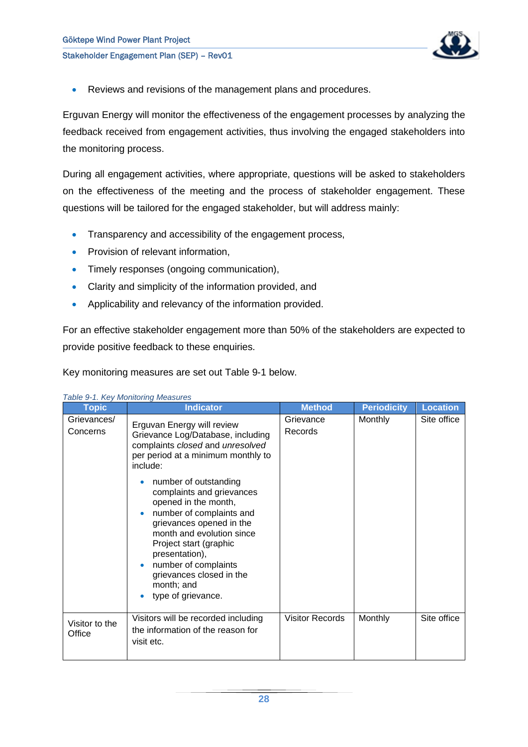- Reviews and revisions of the management plans and procedures.

Erguvan Energy will monitor the effectiveness of the engagement processes by analyzing the feedback received from engagement activities, thus involving the engaged stakeholders into the monitoring process.

During all engagement activities, where appropriate, questions will be asked to stakeholders on the effectiveness of the meeting and the process of stakeholder engagement. These questions will be tailored for the engaged stakeholder, but will address mainly:

- Transparency and accessibility of the engagement process,
- Provision of relevant information,
- Timely responses (ongoing communication),
- Clarity and simplicity of the information provided, and
- Applicability and relevancy of the information provided.

For an effective stakeholder engagement more than 50% of the stakeholders are expected to provide positive feedback to these enquiries.

Key monitoring measures are set out Table 9-1 below.

*Table 9-1. Key Monitoring Measures*

| Topic | Indicator | Method | Periodicity | Location |
| --- | --- | --- | --- | --- |
| Grievances/ Concerns | Erguvan Energy will review Grievance Log/Database, including complaints *closed* and *unresolved* per period at a minimum monthly to include:<br>• number of outstanding complaints and grievances opened in the month,<br>• number of complaints and grievances opened in the month and evolution since Project start (graphic presentation),<br>• number of complaints grievances closed in the month; and<br>• type of grievance. | Grievance Records | Monthly | Site office |
| Visitor to the Office | Visitors will be recorded including the information of the reason for visit etc. | Visitor Records | Monthly | Site office |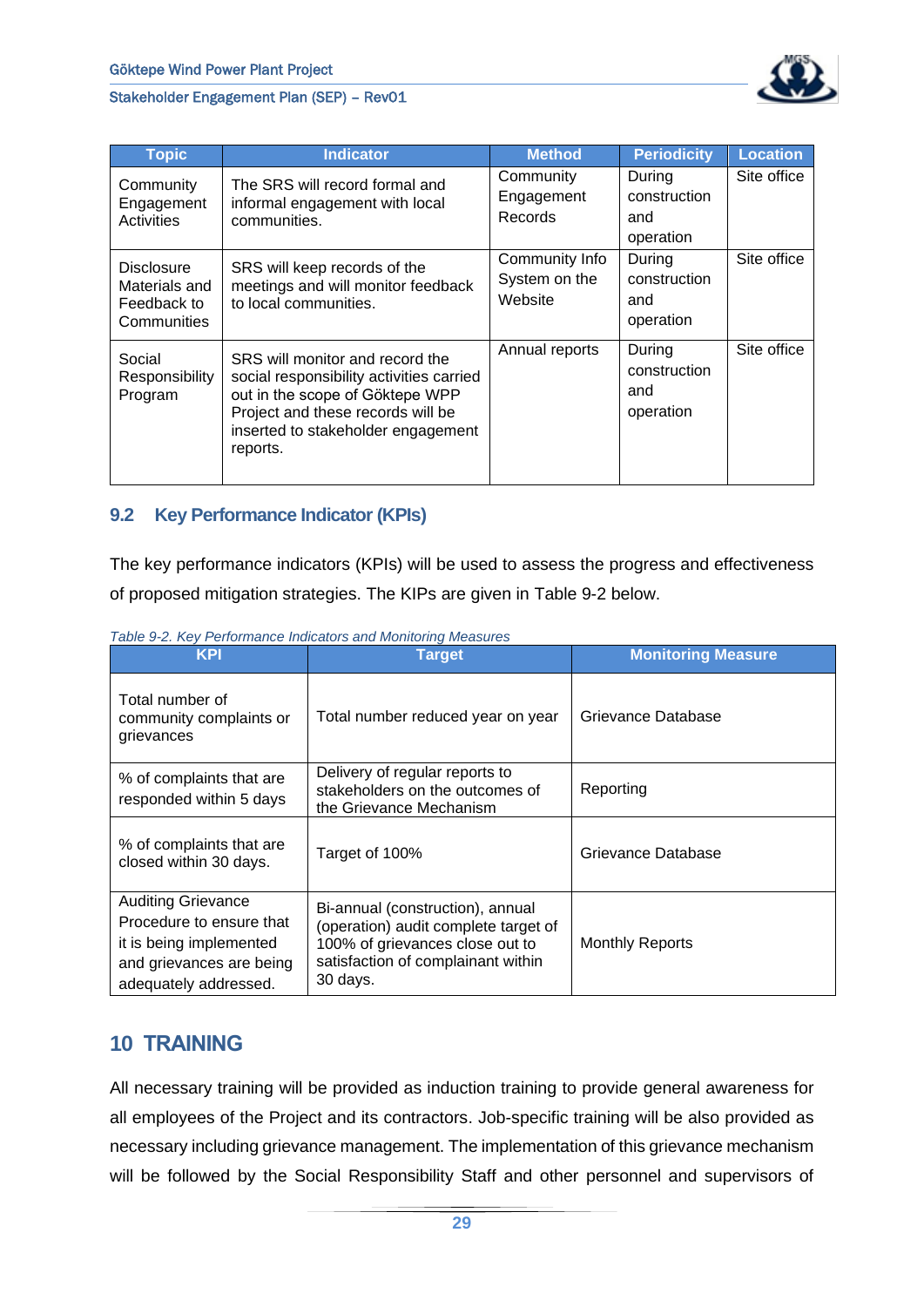| Topic | Indicator | Method | Periodicity | Location |
|---|---|---|---|---|
| Community Engagement Activities | The SRS will record formal and informal engagement with local communities. | Community Engagement Records | During construction and operation | Site office |
| Disclosure Materials and Feedback to Communities | SRS will keep records of the meetings and will monitor feedback to local communities. | Community Info System on the Website | During construction and operation | Site office |
| Social Responsibility Program | SRS will monitor and record the social responsibility activities carried out in the scope of Göktepe WPP Project and these records will be inserted to stakeholder engagement reports. | Annual reports | During construction and operation | Site office |

## 9.2 Key Performance Indicator (KPIs)

The key performance indicators (KPIs) will be used to assess the progress and effectiveness of proposed mitigation strategies. The KIPs are given in Table 9-2 below.

*Table 9-2. Key Performance Indicators and Monitoring Measures*

| KPI | Target | Monitoring Measure |
|---|---|---|
| Total number of community complaints or grievances | Total number reduced year on year | Grievance Database |
| % of complaints that are responded within 5 days | Delivery of regular reports to stakeholders on the outcomes of the Grievance Mechanism | Reporting |
| % of complaints that are closed within 30 days. | Target of 100% | Grievance Database |
| Auditing Grievance Procedure to ensure that it is being implemented and grievances are being adequately addressed. | Bi-annual (construction), annual (operation) audit complete target of 100% of grievances close out to satisfaction of complainant within 30 days. | Monthly Reports |

# 10 TRAINING

All necessary training will be provided as induction training to provide general awareness for all employees of the Project and its contractors. Job-specific training will be also provided as necessary including grievance management. The implementation of this grievance mechanism will be followed by the Social Responsibility Staff and other personnel and supervisors of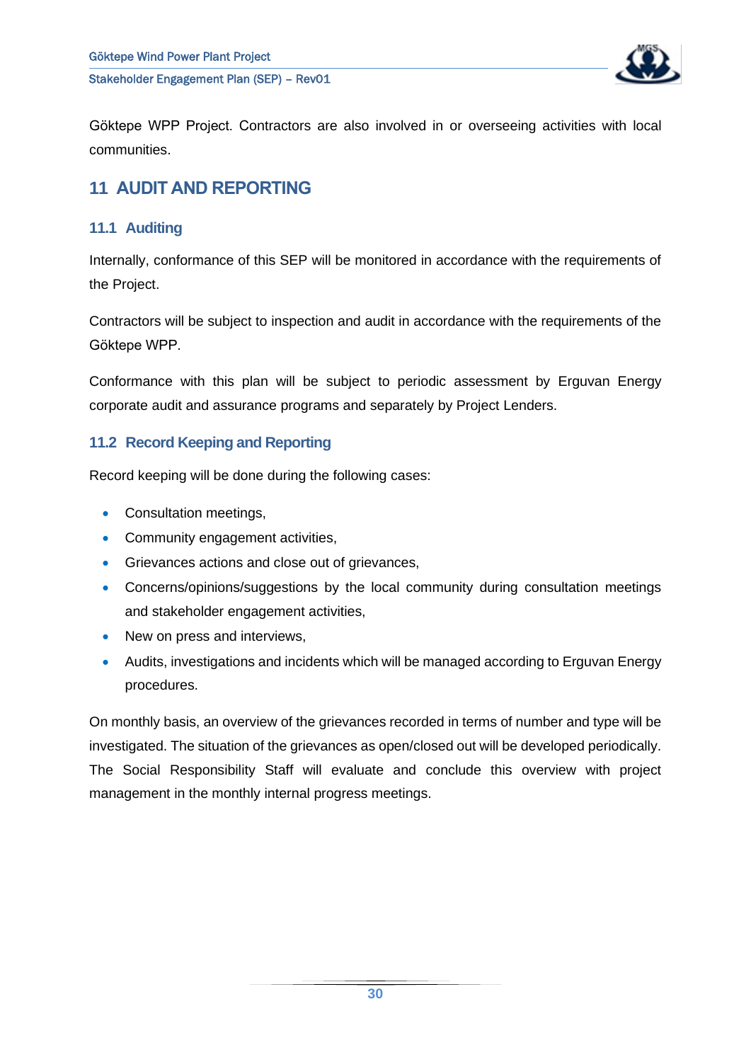Göktepe WPP Project. Contractors are also involved in or overseeing activities with local communities.

# 11 AUDIT AND REPORTING

## 11.1 Auditing

Internally, conformance of this SEP will be monitored in accordance with the requirements of the Project.

Contractors will be subject to inspection and audit in accordance with the requirements of the Göktepe WPP.

Conformance with this plan will be subject to periodic assessment by Erguvan Energy corporate audit and assurance programs and separately by Project Lenders.

## 11.2 Record Keeping and Reporting

Record keeping will be done during the following cases:

- Consultation meetings,
- Community engagement activities,
- Grievances actions and close out of grievances,
- Concerns/opinions/suggestions by the local community during consultation meetings and stakeholder engagement activities,
- New on press and interviews,
- Audits, investigations and incidents which will be managed according to Erguvan Energy procedures.

On monthly basis, an overview of the grievances recorded in terms of number and type will be investigated. The situation of the grievances as open/closed out will be developed periodically. The Social Responsibility Staff will evaluate and conclude this overview with project management in the monthly internal progress meetings.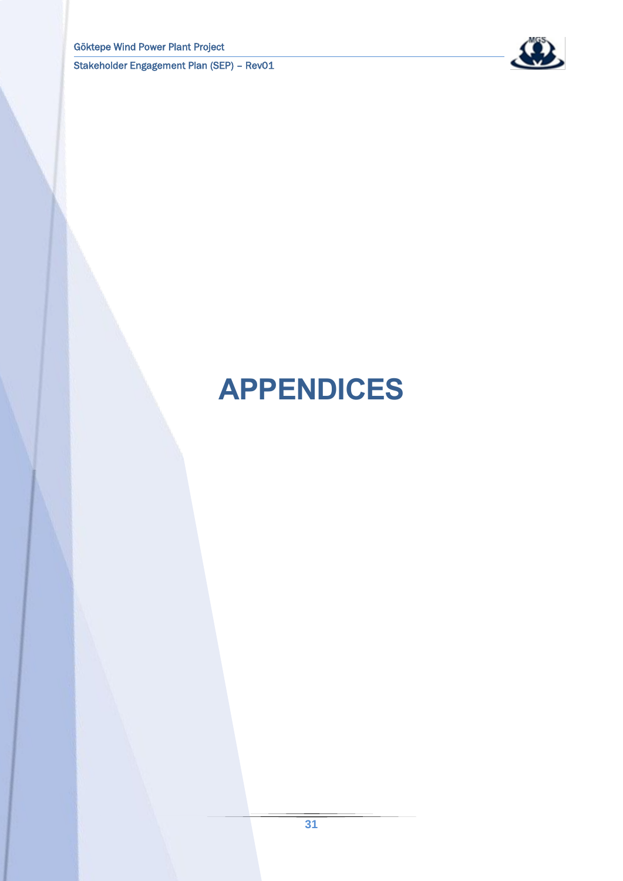# APPENDICES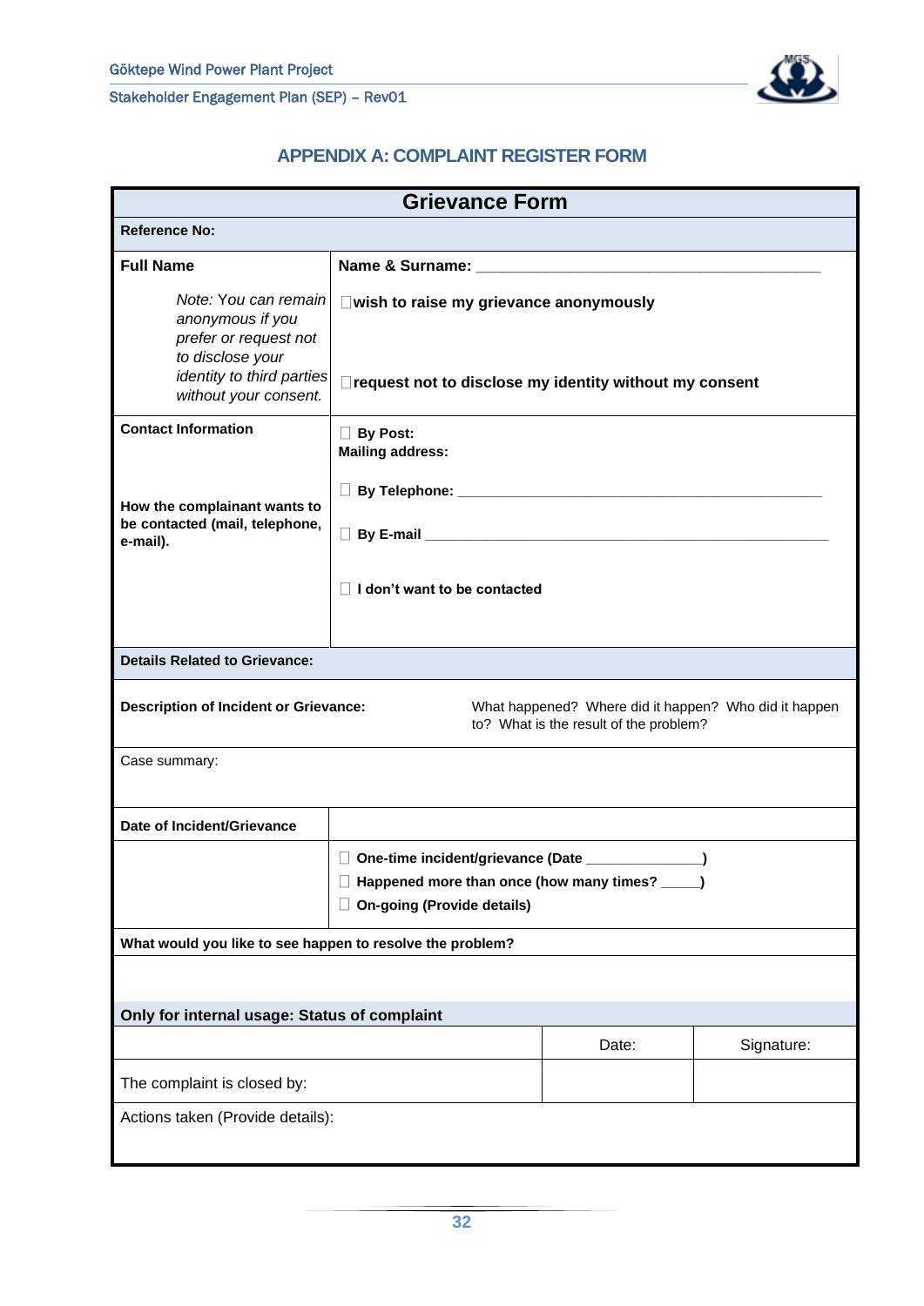## APPENDIX A: COMPLAINT REGISTER FORM

| Grievance Form | | | |
|---|---|---|---|
| **Reference No:** | | | |
| **Full Name** | **Name & Surname:** ___________________________________________ | | |
| *Note: You can remain anonymous if you prefer or request not to disclose your identity to third parties without your consent.* | ☐**wish to raise my grievance anonymously**<br><br>☐**request not to disclose my identity without my consent** | | |
| **Contact Information**<br><br>**How the complainant wants to be contacted (mail, telephone, e-mail).** | ☐ **By Post:**<br>**Mailing address:**<br><br>☐ **By Telephone:** _______________________________________________<br><br>☐ **By E-mail** ___________________________________________________<br><br>☐ **I don't want to be contacted** | | |
| **Details Related to Grievance:** | | | |
| **Description of Incident or Grievance:** | What happened? Where did it happen? Who did it happen to? What is the result of the problem? | | |
| Case summary: | | | |
| **Date of Incident/Grievance** | | | |
| | ☐ **One-time incident/grievance (Date ______________)**<br>☐ **Happened more than once (how many times? _____)**<br>☐ **On-going (Provide details)** | | |
| **What would you like to see happen to resolve the problem?** | | | |
| | | | |
| **Only for internal usage: Status of complaint** | | | |
| | | Date: | Signature: |
| The complaint is closed by: | | | |
| Actions taken (Provide details): | | | |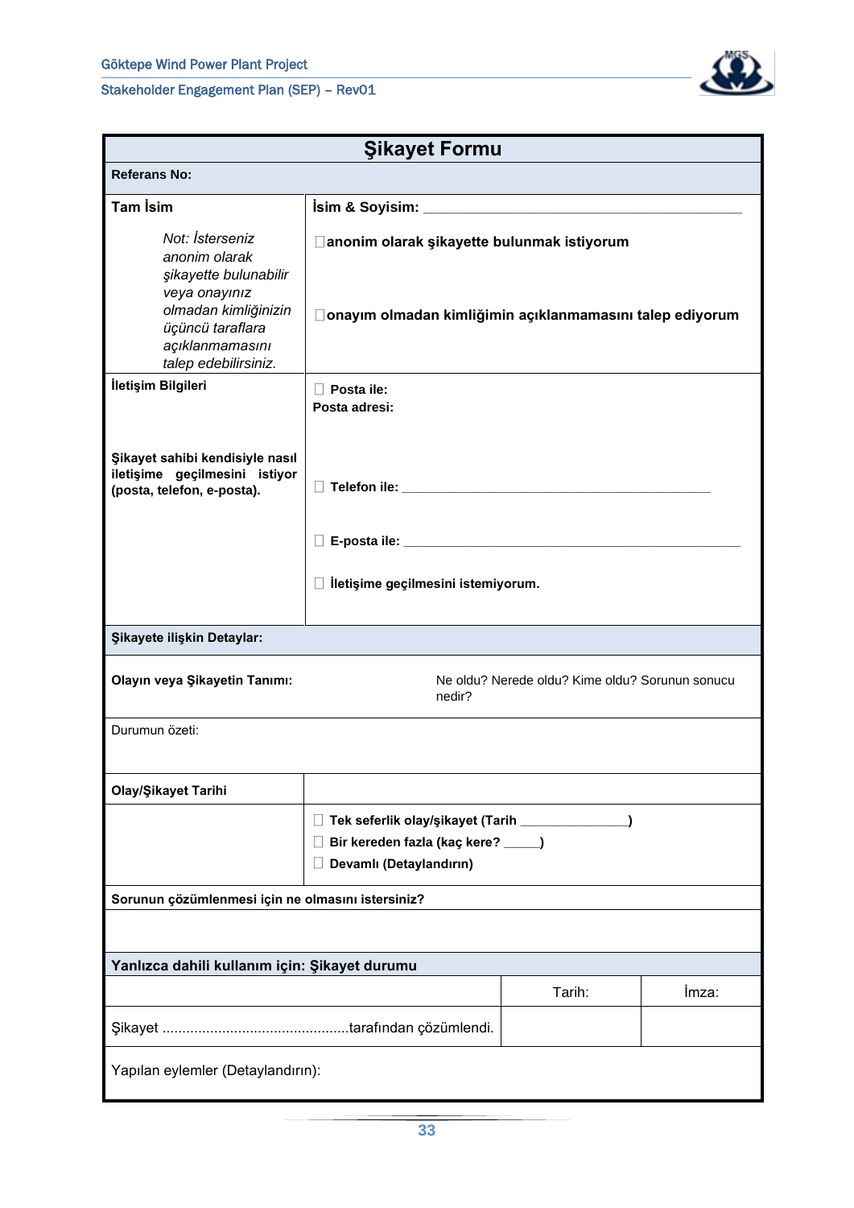| **Şikayet Formu** | | | |
|---|---|---|---|
| **Referans No:** | | | |
| **Tam İsim**<br><br>*Not: İsterseniz anonim olarak şikayette bulunabilir veya onayınız olmadan kimliğinizin üçüncü taraflara açıklanmamasını talep edebilirsiniz.* | **İsim & Soyisim:** ____________________<br><br>☐**anonim olarak şikayette bulunmak istiyorum**<br><br>☐**onayım olmadan kimliğimin açıklanmamasını talep ediyorum** | | |
| **İletişim Bilgileri**<br><br>**Şikayet sahibi kendisiyle nasıl iletişime geçilmesini istiyor (posta, telefon, e-posta).** | ☐ **Posta ile:**<br>**Posta adresi:**<br><br>☐ **Telefon ile:** ____________________<br><br>☐ **E-posta ile:** ____________________<br><br>☐ **İletişime geçilmesini istemiyorum.** | | |
| **Şikayete ilişkin Detaylar:** | | | |
| **Olayın veya Şikayetin Tanımı:** | Ne oldu? Nerede oldu? Kime oldu? Sorunun sonucu nedir? | | |
| Durumun özeti: | | | |
| **Olay/Şikayet Tarihi** | | | |
| | ☐ **Tek seferlik olay/şikayet (Tarih ______________)**<br>☐ **Bir kereden fazla (kaç kere? _____)**<br>☐ **Devamlı (Detaylandırın)** | | |
| **Sorunun çözümlenmesi için ne olmasını istersiniz?** | | | |
| | | | |
| **Yanlızca dahili kullanım için: Şikayet durumu** | | | |
| | | Tarih: | İmza: |
| Şikayet ..............................................tarafından çözümlendi. | | | |
| Yapılan eylemler (Detaylandırın): | | | |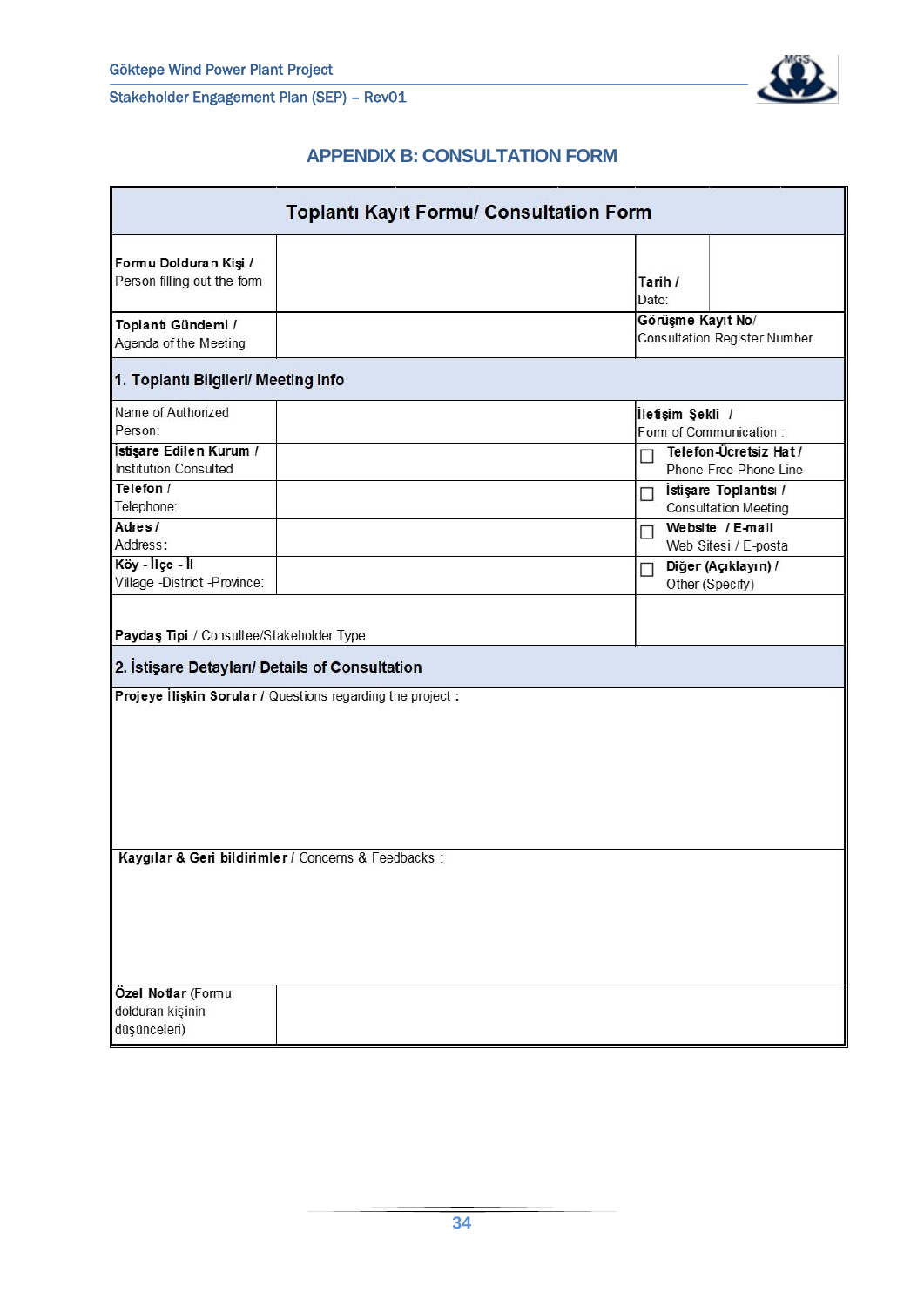## APPENDIX B: CONSULTATION FORM

| **Toplantı Kayıt Formu/ Consultation Form** | | | |
|---|---|---|---|
| **Formu Dolduran Kişi /** Person filling out the form | | **Tarih /** Date: | |
| **Toplantı Gündemi /** Agenda of the Meeting | | **Görüşme Kayıt No/** Consultation Register Number | |
| **1. Toplantı Bilgileri/ Meeting Info** | | | |
| Name of Authorized Person: | | **İletişim Şekli /** Form of Communication : | |
| **İstişare Edilen Kurum /** Institution Consulted | | ☐ **Telefon-Ücretsiz Hat /** Phone-Free Phone Line | |
| **Telefon /** Telephone: | | ☐ **İstişare Toplantısı /** Consultation Meeting | |
| **Adres /** Address: | | ☐ **Website / E-mail** Web Sitesi / E-posta | |
| **Köy - İlçe - İl** Village -District -Province: | | ☐ **Diğer (Açıklayın) /** Other (Specify) | |
| **Paydaş Tipi** / Consultee/Stakeholder Type | | | |
| **2. İstişare Detayları/ Details of Consultation** | | | |
| **Projeye İlişkin Sorular /** Questions regarding the project **:** | | | |
| **Kaygılar & Geri bildirimler /** Concerns & Feedbacks : | | | |
| **Özel Notlar** (Formu dolduran kişinin düşünceleri) | | | |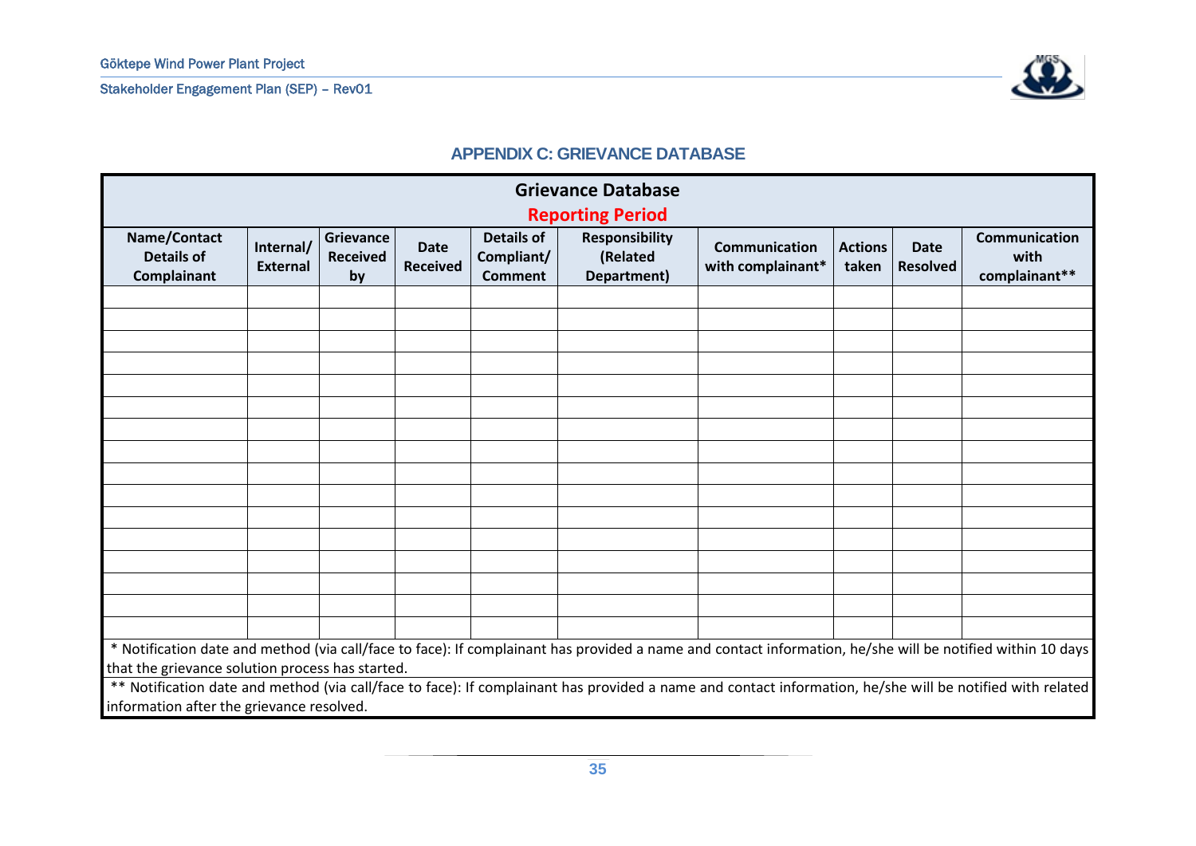## APPENDIX C: GRIEVANCE DATABASE

| Grievance Database<br>Reporting Period | | | | | | | | | |
|---|---|---|---|---|---|---|---|---|---|
| Name/Contact Details of Complainant | Internal/ External | Grievance Received by | Date Received | Details of Compliant/ Comment | Responsibility (Related Department) | Communication with complainant* | Actions taken | Date Resolved | Communication with complainant** |
| | | | | | | | | | |
| | | | | | | | | | |
| | | | | | | | | | |
| | | | | | | | | | |
| | | | | | | | | | |
| | | | | | | | | | |
| | | | | | | | | | |
| | | | | | | | | | |
| | | | | | | | | | |
| | | | | | | | | | |
| | | | | | | | | | |
| | | | | | | | | | |
| | | | | | | | | | |
| | | | | | | | | | |
| | | | | | | | | | |
| | | | | | | | | | |

\* Notification date and method (via call/face to face): If complainant has provided a name and contact information, he/she will be notified within 10 days that the grievance solution process has started.

\*\* Notification date and method (via call/face to face): If complainant has provided a name and contact information, he/she will be notified with related information after the grievance resolved.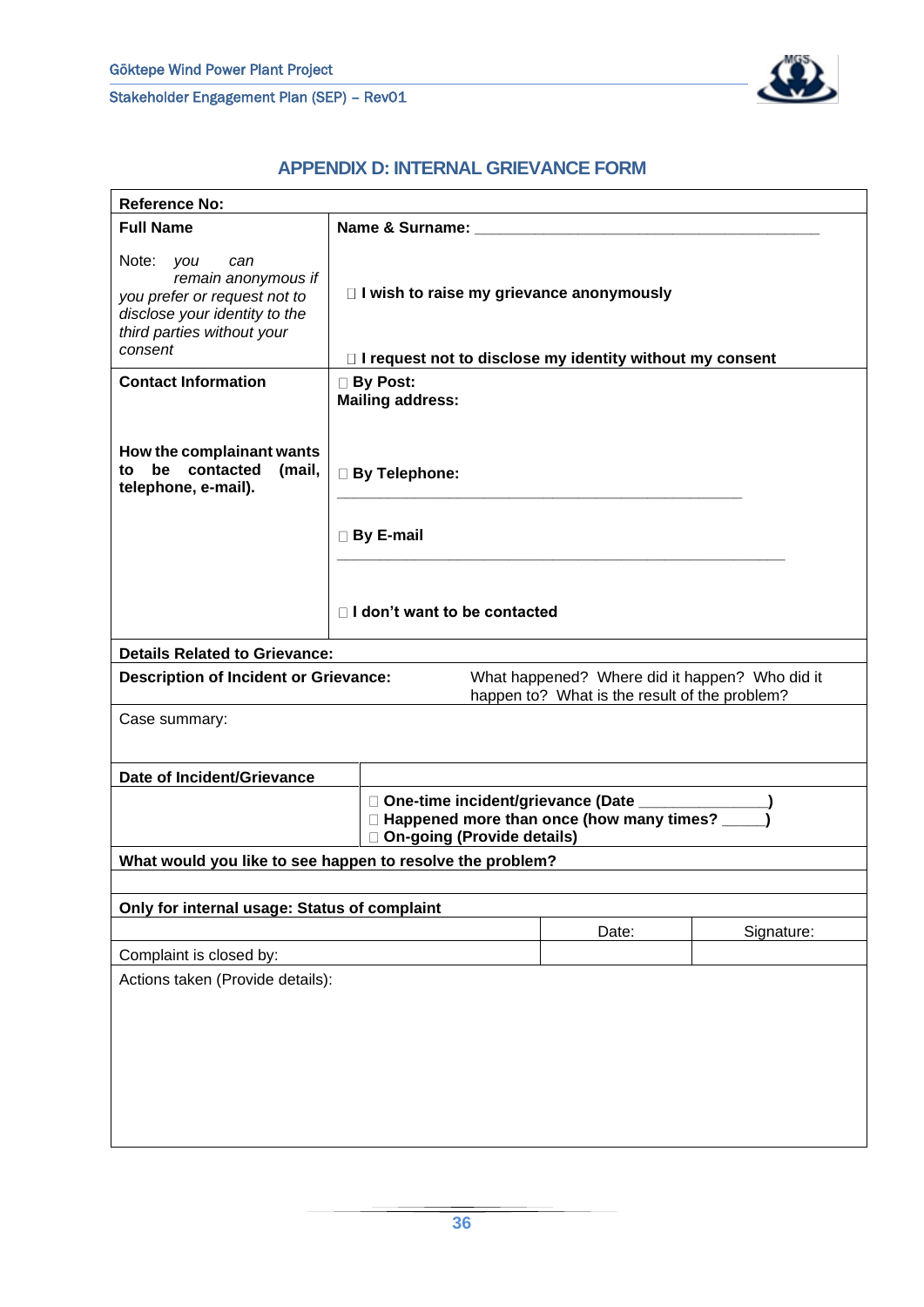## APPENDIX D: INTERNAL GRIEVANCE FORM

| Reference No: | | | |
|---|---|---|---|
| **Full Name**<br><br>Note: *you can remain anonymous if you prefer or request not to disclose your identity to the third parties without your consent* | **Name & Surname:** ______________________________<br><br>☐ **I wish to raise my grievance anonymously**<br><br>☐ **I request not to disclose my identity without my consent** | | |
| **Contact Information**<br><br>**How the complainant wants to be contacted (mail, telephone, e-mail).** | ☐ **By Post:**<br>**Mailing address:**<br><br>☐ **By Telephone:**<br>______________________________<br><br>☐ **By E-mail**<br>______________________________<br><br>☐ **I don't want to be contacted** | | |
| **Details Related to Grievance:** | | | |
| **Description of Incident or Grievance:** | What happened? Where did it happen? Who did it happen to? What is the result of the problem? | | |
| Case summary: | | | |
| **Date of Incident/Grievance** | | | |
| | ☐ **One-time incident/grievance (Date ______________)**<br>☐ **Happened more than once (how many times? _____)**<br>☐ **On-going (Provide details)** | | |
| **What would you like to see happen to resolve the problem?** | | | |
| | | | |
| **Only for internal usage: Status of complaint** | | | |
| | | Date: | Signature: |
| Complaint is closed by: | | | |
| Actions taken (Provide details): | | | |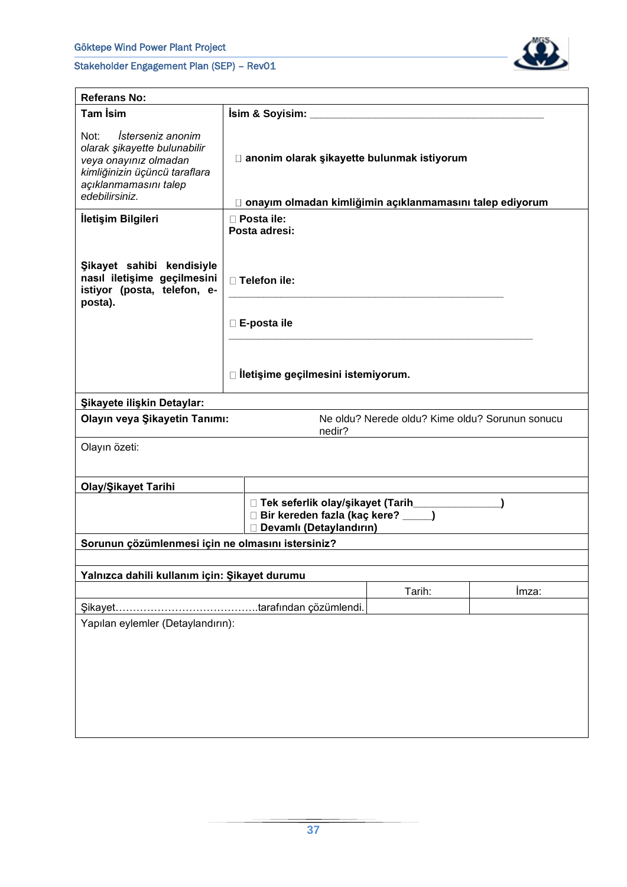| **Referans No:** | |
|---|---|
| **Tam İsim**<br><br>Not: *İsterseniz anonim olarak şikayette bulunabilir veya onayınız olmadan kimliğinizin üçüncü taraflara açıklanmamasını talep edebilirsiniz.* | **İsim & Soyisim:** ________________________________________<br><br>☐ **anonim olarak şikayette bulunmak istiyorum**<br><br>☐ **onayım olmadan kimliğimin açıklanmamasını talep ediyorum** |
| **İletişim Bilgileri**<br><br>**Şikayet sahibi kendisiyle nasıl iletişime geçilmesini istiyor (posta, telefon, e-posta).** | ☐ **Posta ile:**<br>**Posta adresi:**<br><br>☐ **Telefon ile:**<br>________________________________________<br><br>☐ **E-posta ile**<br>________________________________________<br><br>☐ **İletişime geçilmesini istemiyorum.** |
| **Şikayete ilişkin Detaylar:** | |
| **Olayın veya Şikayetin Tanımı:** | Ne oldu? Nerede oldu? Kime oldu? Sorunun sonucu nedir? |
| Olayın özeti: | |
| **Olay/Şikayet Tarihi** | |
| | ☐ **Tek seferlik olay/şikayet (Tarih_______________)**<br>☐ **Bir kereden fazla (kaç kere? _____)**<br>☐ **Devamlı (Detaylandırın)** |
| **Sorunun çözümlenmesi için ne olmasını istersiniz?** | |
| | |

| **Yalnızca dahili kullanım için: Şikayet durumu** | | |
|---|---|---|
| | Tarih: | İmza: |
| Şikayet……………………………………tarafından çözümlendi. | | |
| Yapılan eylemler (Detaylandırın): | | |